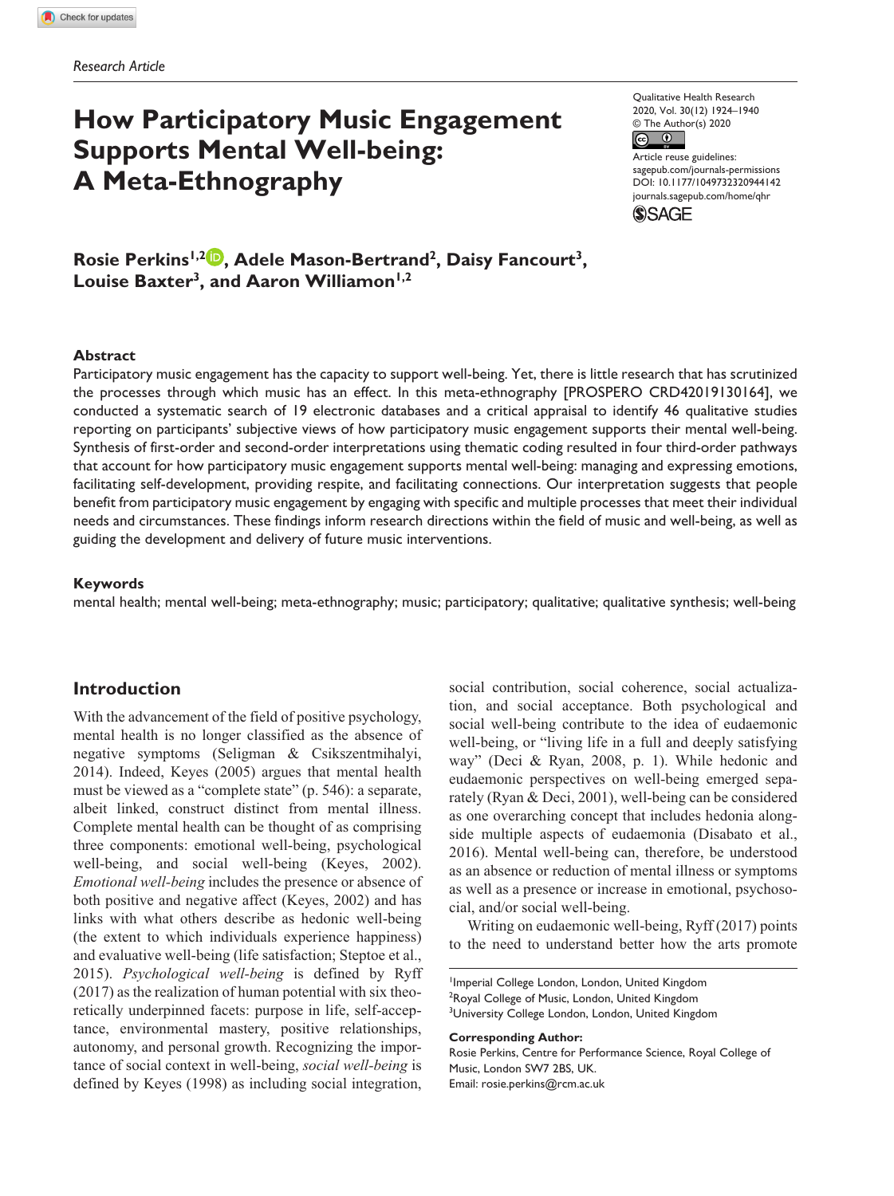Research Article

# How Participatory Music Engagement Supports Mental Well-being: A Meta-Ethnography

Qualitative Health Research
2020, Vol. 30(12) 1924–1940
© The Author(s) 2020
Article reuse guidelines:
sagepub.com/journals-permissions
DOI: 10.1177/1049732320944142
journals.sagepub.com/home/qhr

**Rosie Perkins[1,2], Adele Mason-Bertrand[2], Daisy Fancourt[3], Louise Baxter[3], and Aaron Williamon[1,2]**

## Abstract

Participatory music engagement has the capacity to support well-being. Yet, there is little research that has scrutinized the processes through which music has an effect. In this meta-ethnography [PROSPERO CRD42019130164], we conducted a systematic search of 19 electronic databases and a critical appraisal to identify 46 qualitative studies reporting on participants' subjective views of how participatory music engagement supports their mental well-being. Synthesis of first-order and second-order interpretations using thematic coding resulted in four third-order pathways that account for how participatory music engagement supports mental well-being: managing and expressing emotions, facilitating self-development, providing respite, and facilitating connections. Our interpretation suggests that people benefit from participatory music engagement by engaging with specific and multiple processes that meet their individual needs and circumstances. These findings inform research directions within the field of music and well-being, as well as guiding the development and delivery of future music interventions.

## Keywords

mental health; mental well-being; meta-ethnography; music; participatory; qualitative; qualitative synthesis; well-being

## Introduction

With the advancement of the field of positive psychology, mental health is no longer classified as the absence of negative symptoms (Seligman & Csikszentmihalyi, 2014). Indeed, Keyes (2005) argues that mental health must be viewed as a "complete state" (p. 546): a separate, albeit linked, construct distinct from mental illness. Complete mental health can be thought of as comprising three components: emotional well-being, psychological well-being, and social well-being (Keyes, 2002). *Emotional well-being* includes the presence or absence of both positive and negative affect (Keyes, 2002) and has links with what others describe as hedonic well-being (the extent to which individuals experience happiness) and evaluative well-being (life satisfaction; Steptoe et al., 2015). *Psychological well-being* is defined by Ryff (2017) as the realization of human potential with six theoretically underpinned facets: purpose in life, self-acceptance, environmental mastery, positive relationships, autonomy, and personal growth. Recognizing the importance of social context in well-being, *social well-being* is defined by Keyes (1998) as including social integration, social contribution, social coherence, social actualization, and social acceptance. Both psychological and social well-being contribute to the idea of eudaemonic well-being, or "living life in a full and deeply satisfying way" (Deci & Ryan, 2008, p. 1). While hedonic and eudaemonic perspectives on well-being emerged separately (Ryan & Deci, 2001), well-being can be considered as one overarching concept that includes hedonia alongside multiple aspects of eudaemonia (Disabato et al., 2016). Mental well-being can, therefore, be understood as an absence or reduction of mental illness or symptoms as well as a presence or increase in emotional, psychosocial, and/or social well-being.

Writing on eudaemonic well-being, Ryff (2017) points to the need to understand better how the arts promote

[1]Imperial College London, London, United Kingdom
[2]Royal College of Music, London, United Kingdom
[3]University College London, London, United Kingdom

**Corresponding Author:**
Rosie Perkins, Centre for Performance Science, Royal College of Music, London SW7 2BS, UK.
Email: rosie.perkins@rcm.ac.uk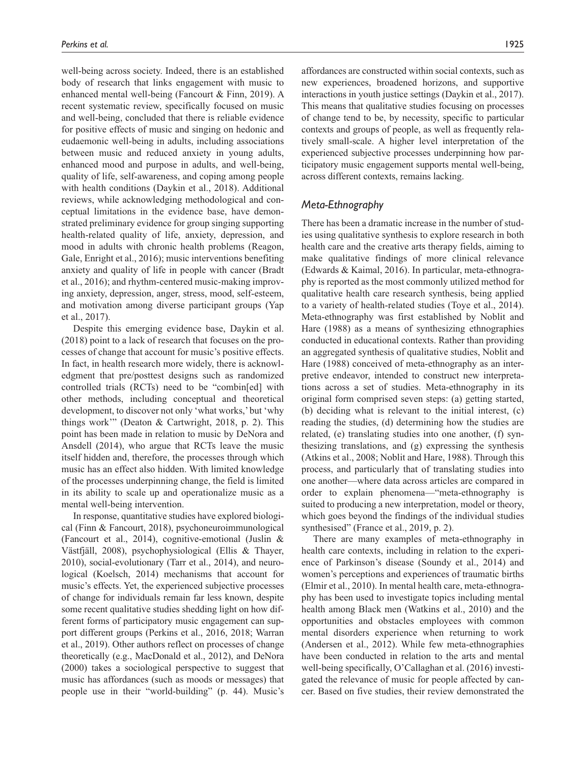well-being across society. Indeed, there is an established body of research that links engagement with music to enhanced mental well-being (Fancourt & Finn, 2019). A recent systematic review, specifically focused on music and well-being, concluded that there is reliable evidence for positive effects of music and singing on hedonic and eudaemonic well-being in adults, including associations between music and reduced anxiety in young adults, enhanced mood and purpose in adults, and well-being, quality of life, self-awareness, and coping among people with health conditions (Daykin et al., 2018). Additional reviews, while acknowledging methodological and conceptual limitations in the evidence base, have demonstrated preliminary evidence for group singing supporting health-related quality of life, anxiety, depression, and mood in adults with chronic health problems (Reagon, Gale, Enright et al., 2016); music interventions benefiting anxiety and quality of life in people with cancer (Bradt et al., 2016); and rhythm-centered music-making improving anxiety, depression, anger, stress, mood, self-esteem, and motivation among diverse participant groups (Yap et al., 2017).

Despite this emerging evidence base, Daykin et al. (2018) point to a lack of research that focuses on the processes of change that account for music's positive effects. In fact, in health research more widely, there is acknowledgment that pre/posttest designs such as randomized controlled trials (RCTs) need to be "combin[ed] with other methods, including conceptual and theoretical development, to discover not only 'what works,' but 'why things work'" (Deaton & Cartwright, 2018, p. 2). This point has been made in relation to music by DeNora and Ansdell (2014), who argue that RCTs leave the music itself hidden and, therefore, the processes through which music has an effect also hidden. With limited knowledge of the processes underpinning change, the field is limited in its ability to scale up and operationalize music as a mental well-being intervention.

In response, quantitative studies have explored biological (Finn & Fancourt, 2018), psychoneuroimmunological (Fancourt et al., 2014), cognitive-emotional (Juslin & Västfjäll, 2008), psychophysiological (Ellis & Thayer, 2010), social-evolutionary (Tarr et al., 2014), and neurological (Koelsch, 2014) mechanisms that account for music's effects. Yet, the experienced subjective processes of change for individuals remain far less known, despite some recent qualitative studies shedding light on how different forms of participatory music engagement can support different groups (Perkins et al., 2016, 2018; Warran et al., 2019). Other authors reflect on processes of change theoretically (e.g., MacDonald et al., 2012), and DeNora (2000) takes a sociological perspective to suggest that music has affordances (such as moods or messages) that people use in their "world-building" (p. 44). Music's affordances are constructed within social contexts, such as new experiences, broadened horizons, and supportive interactions in youth justice settings (Daykin et al., 2017). This means that qualitative studies focusing on processes of change tend to be, by necessity, specific to particular contexts and groups of people, as well as frequently relatively small-scale. A higher level interpretation of the experienced subjective processes underpinning how participatory music engagement supports mental well-being, across different contexts, remains lacking.

## Meta-Ethnography

There has been a dramatic increase in the number of studies using qualitative synthesis to explore research in both health care and the creative arts therapy fields, aiming to make qualitative findings of more clinical relevance (Edwards & Kaimal, 2016). In particular, meta-ethnography is reported as the most commonly utilized method for qualitative health care research synthesis, being applied to a variety of health-related studies (Toye et al., 2014). Meta-ethnography was first established by Noblit and Hare (1988) as a means of synthesizing ethnographies conducted in educational contexts. Rather than providing an aggregated synthesis of qualitative studies, Noblit and Hare (1988) conceived of meta-ethnography as an interpretive endeavor, intended to construct new interpretations across a set of studies. Meta-ethnography in its original form comprised seven steps: (a) getting started, (b) deciding what is relevant to the initial interest, (c) reading the studies, (d) determining how the studies are related, (e) translating studies into one another, (f) synthesizing translations, and (g) expressing the synthesis (Atkins et al., 2008; Noblit and Hare, 1988). Through this process, and particularly that of translating studies into one another—where data across articles are compared in order to explain phenomena—"meta-ethnography is suited to producing a new interpretation, model or theory, which goes beyond the findings of the individual studies synthesised" (France et al., 2019, p. 2).

There are many examples of meta-ethnography in health care contexts, including in relation to the experience of Parkinson's disease (Soundy et al., 2014) and women's perceptions and experiences of traumatic births (Elmir et al., 2010). In mental health care, meta-ethnography has been used to investigate topics including mental health among Black men (Watkins et al., 2010) and the opportunities and obstacles employees with common mental disorders experience when returning to work (Andersen et al., 2012). While few meta-ethnographies have been conducted in relation to the arts and mental well-being specifically, O'Callaghan et al. (2016) investigated the relevance of music for people affected by cancer. Based on five studies, their review demonstrated the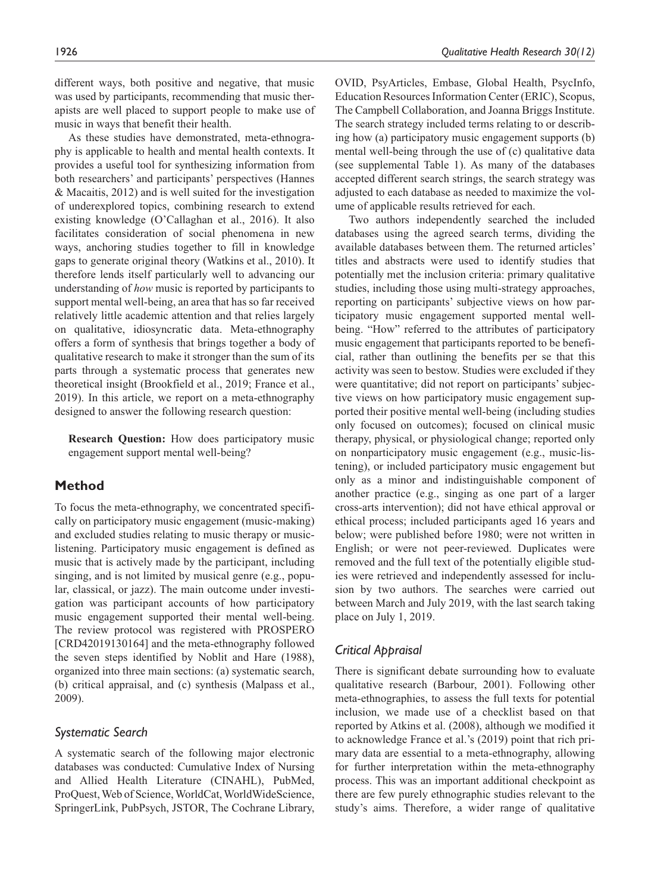different ways, both positive and negative, that music was used by participants, recommending that music therapists are well placed to support people to make use of music in ways that benefit their health.

As these studies have demonstrated, meta-ethnography is applicable to health and mental health contexts. It provides a useful tool for synthesizing information from both researchers' and participants' perspectives (Hannes & Macaitis, 2012) and is well suited for the investigation of underexplored topics, combining research to extend existing knowledge (O'Callaghan et al., 2016). It also facilitates consideration of social phenomena in new ways, anchoring studies together to fill in knowledge gaps to generate original theory (Watkins et al., 2010). It therefore lends itself particularly well to advancing our understanding of *how* music is reported by participants to support mental well-being, an area that has so far received relatively little academic attention and that relies largely on qualitative, idiosyncratic data. Meta-ethnography offers a form of synthesis that brings together a body of qualitative research to make it stronger than the sum of its parts through a systematic process that generates new theoretical insight (Brookfield et al., 2019; France et al., 2019). In this article, we report on a meta-ethnography designed to answer the following research question:

**Research Question:** How does participatory music engagement support mental well-being?

## Method

To focus the meta-ethnography, we concentrated specifically on participatory music engagement (music-making) and excluded studies relating to music therapy or music-listening. Participatory music engagement is defined as music that is actively made by the participant, including singing, and is not limited by musical genre (e.g., popular, classical, or jazz). The main outcome under investigation was participant accounts of how participatory music engagement supported their mental well-being. The review protocol was registered with PROSPERO [CRD42019130164] and the meta-ethnography followed the seven steps identified by Noblit and Hare (1988), organized into three main sections: (a) systematic search, (b) critical appraisal, and (c) synthesis (Malpass et al., 2009).

### Systematic Search

A systematic search of the following major electronic databases was conducted: Cumulative Index of Nursing and Allied Health Literature (CINAHL), PubMed, ProQuest, Web of Science, WorldCat, WorldWideScience, SpringerLink, PubPsych, JSTOR, The Cochrane Library, OVID, PsyArticles, Embase, Global Health, PsycInfo, Education Resources Information Center (ERIC), Scopus, The Campbell Collaboration, and Joanna Briggs Institute. The search strategy included terms relating to or describing how (a) participatory music engagement supports (b) mental well-being through the use of (c) qualitative data (see supplemental Table 1). As many of the databases accepted different search strings, the search strategy was adjusted to each database as needed to maximize the volume of applicable results retrieved for each.

Two authors independently searched the included databases using the agreed search terms, dividing the available databases between them. The returned articles' titles and abstracts were used to identify studies that potentially met the inclusion criteria: primary qualitative studies, including those using multi-strategy approaches, reporting on participants' subjective views on how participatory music engagement supported mental well-being. "How" referred to the attributes of participatory music engagement that participants reported to be beneficial, rather than outlining the benefits per se that this activity was seen to bestow. Studies were excluded if they were quantitative; did not report on participants' subjective views on how participatory music engagement supported their positive mental well-being (including studies only focused on outcomes); focused on clinical music therapy, physical, or physiological change; reported only on nonparticipatory music engagement (e.g., music-listening), or included participatory music engagement but only as a minor and indistinguishable component of another practice (e.g., singing as one part of a larger cross-arts intervention); did not have ethical approval or ethical process; included participants aged 16 years and below; were published before 1980; were not written in English; or were not peer-reviewed. Duplicates were removed and the full text of the potentially eligible studies were retrieved and independently assessed for inclusion by two authors. The searches were carried out between March and July 2019, with the last search taking place on July 1, 2019.

### Critical Appraisal

There is significant debate surrounding how to evaluate qualitative research (Barbour, 2001). Following other meta-ethnographies, to assess the full texts for potential inclusion, we made use of a checklist based on that reported by Atkins et al. (2008), although we modified it to acknowledge France et al.'s (2019) point that rich primary data are essential to a meta-ethnography, allowing for further interpretation within the meta-ethnography process. This was an important additional checkpoint as there are few purely ethnographic studies relevant to the study's aims. Therefore, a wider range of qualitative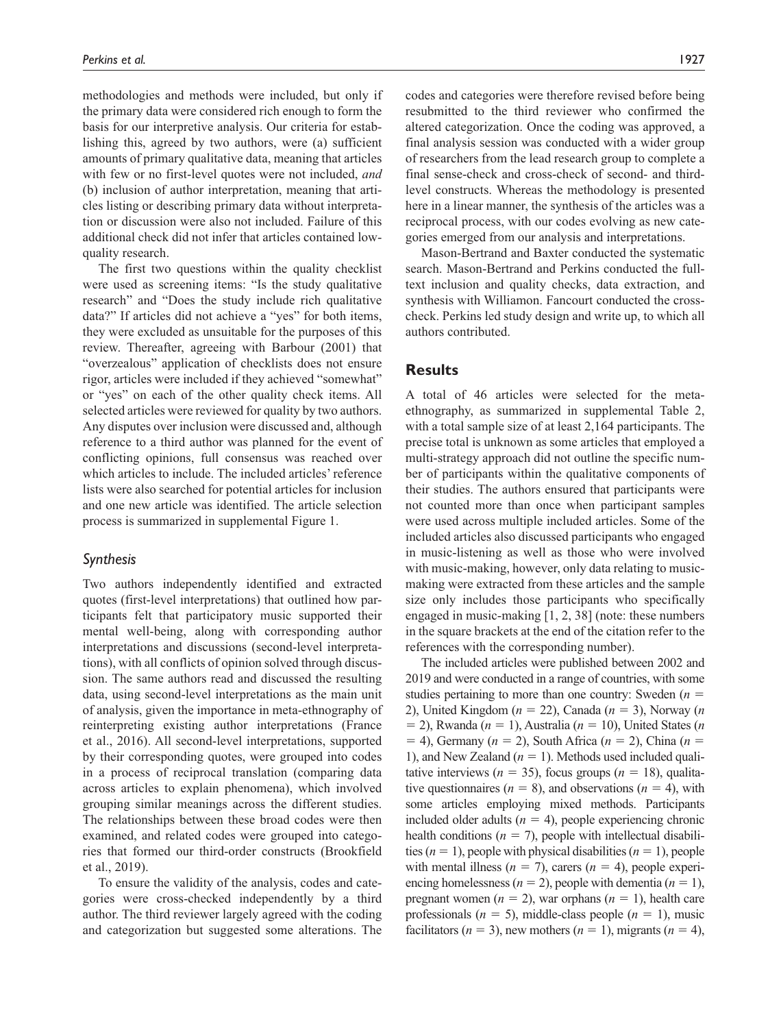methodologies and methods were included, but only if the primary data were considered rich enough to form the basis for our interpretive analysis. Our criteria for establishing this, agreed by two authors, were (a) sufficient amounts of primary qualitative data, meaning that articles with few or no first-level quotes were not included, *and* (b) inclusion of author interpretation, meaning that articles listing or describing primary data without interpretation or discussion were also not included. Failure of this additional check did not infer that articles contained low-quality research.

The first two questions within the quality checklist were used as screening items: "Is the study qualitative research" and "Does the study include rich qualitative data?" If articles did not achieve a "yes" for both items, they were excluded as unsuitable for the purposes of this review. Thereafter, agreeing with Barbour (2001) that "overzealous" application of checklists does not ensure rigor, articles were included if they achieved "somewhat" or "yes" on each of the other quality check items. All selected articles were reviewed for quality by two authors. Any disputes over inclusion were discussed and, although reference to a third author was planned for the event of conflicting opinions, full consensus was reached over which articles to include. The included articles' reference lists were also searched for potential articles for inclusion and one new article was identified. The article selection process is summarized in supplemental Figure 1.

### *Synthesis*

Two authors independently identified and extracted quotes (first-level interpretations) that outlined how participants felt that participatory music supported their mental well-being, along with corresponding author interpretations and discussions (second-level interpretations), with all conflicts of opinion solved through discussion. The same authors read and discussed the resulting data, using second-level interpretations as the main unit of analysis, given the importance in meta-ethnography of reinterpreting existing author interpretations (France et al., 2016). All second-level interpretations, supported by their corresponding quotes, were grouped into codes in a process of reciprocal translation (comparing data across articles to explain phenomena), which involved grouping similar meanings across the different studies. The relationships between these broad codes were then examined, and related codes were grouped into categories that formed our third-order constructs (Brookfield et al., 2019).

To ensure the validity of the analysis, codes and categories were cross-checked independently by a third author. The third reviewer largely agreed with the coding and categorization but suggested some alterations. The codes and categories were therefore revised before being resubmitted to the third reviewer who confirmed the altered categorization. Once the coding was approved, a final analysis session was conducted with a wider group of researchers from the lead research group to complete a final sense-check and cross-check of second- and third-level constructs. Whereas the methodology is presented here in a linear manner, the synthesis of the articles was a reciprocal process, with our codes evolving as new categories emerged from our analysis and interpretations.

Mason-Bertrand and Baxter conducted the systematic search. Mason-Bertrand and Perkins conducted the full-text inclusion and quality checks, data extraction, and synthesis with Williamon. Fancourt conducted the cross-check. Perkins led study design and write up, to which all authors contributed.

## Results

A total of 46 articles were selected for the meta-ethnography, as summarized in supplemental Table 2, with a total sample size of at least 2,164 participants. The precise total is unknown as some articles that employed a multi-strategy approach did not outline the specific number of participants within the qualitative components of their studies. The authors ensured that participants were not counted more than once when participant samples were used across multiple included articles. Some of the included articles also discussed participants who engaged in music-listening as well as those who were involved with music-making, however, only data relating to music-making were extracted from these articles and the sample size only includes those participants who specifically engaged in music-making [1, 2, 38] (note: these numbers in the square brackets at the end of the citation refer to the references with the corresponding number).

The included articles were published between 2002 and 2019 and were conducted in a range of countries, with some studies pertaining to more than one country: Sweden ($n = 2$), United Kingdom ($n = 22$), Canada ($n = 3$), Norway ($n = 2$), Rwanda ($n = 1$), Australia ($n = 10$), United States ($n = 4$), Germany ($n = 2$), South Africa ($n = 2$), China ($n = 1$), and New Zealand ($n = 1$). Methods used included qualitative interviews ($n = 35$), focus groups ($n = 18$), qualitative questionnaires ($n = 8$), and observations ($n = 4$), with some articles employing mixed methods. Participants included older adults ($n = 4$), people experiencing chronic health conditions ($n = 7$), people with intellectual disabilities ($n = 1$), people with physical disabilities ($n = 1$), people with mental illness ($n = 7$), carers ($n = 4$), people experiencing homelessness ($n = 2$), people with dementia ($n = 1$), pregnant women ($n = 2$), war orphans ($n = 1$), health care professionals ($n = 5$), middle-class people ($n = 1$), music facilitators ($n = 3$), new mothers ($n = 1$), migrants ($n = 4$),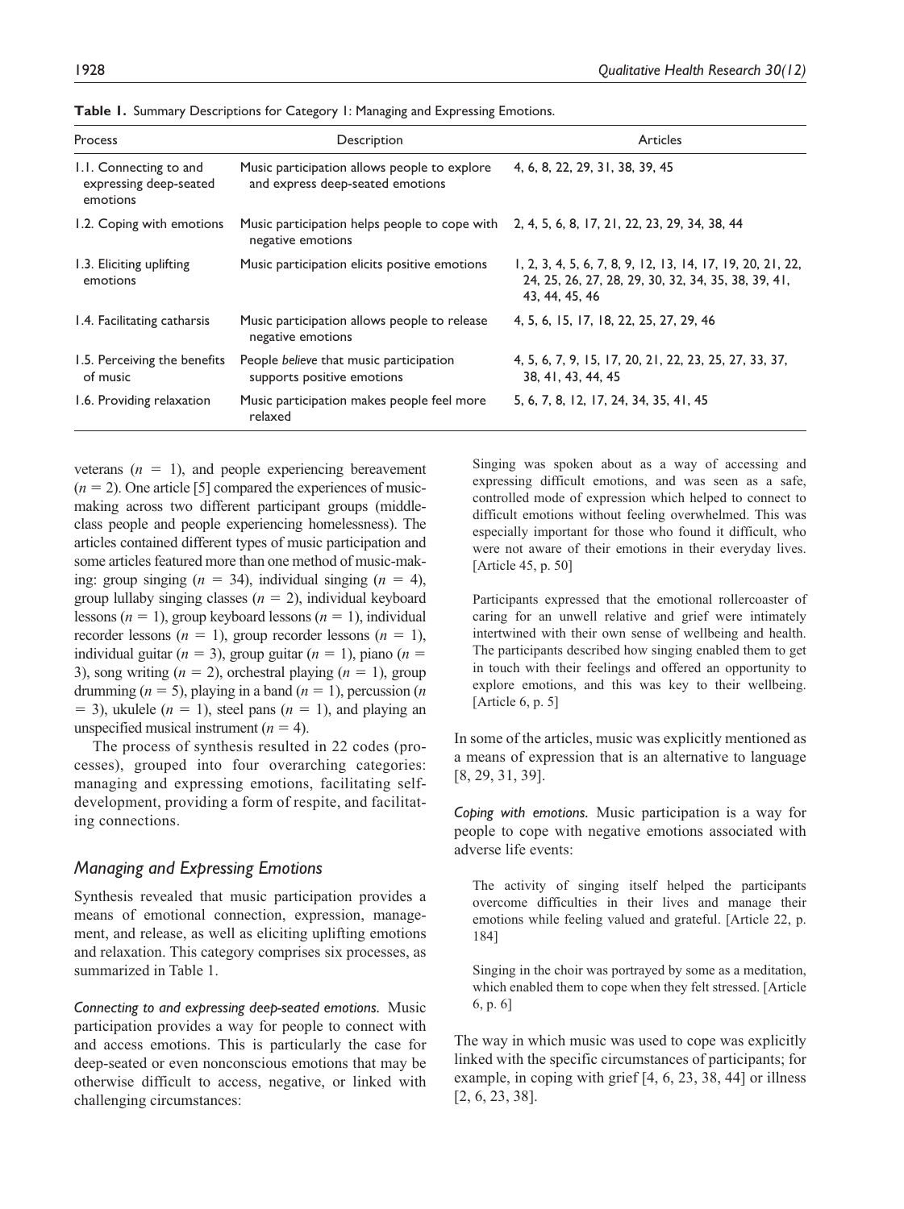**Table 1.** Summary Descriptions for Category 1: Managing and Expressing Emotions.

| Process | Description | Articles |
|---|---|---|
| 1.1. Connecting to and expressing deep-seated emotions | Music participation allows people to explore and express deep-seated emotions | 4, 6, 8, 22, 29, 31, 38, 39, 45 |
| 1.2. Coping with emotions | Music participation helps people to cope with negative emotions | 2, 4, 5, 6, 8, 17, 21, 22, 23, 29, 34, 38, 44 |
| 1.3. Eliciting uplifting emotions | Music participation elicits positive emotions | 1, 2, 3, 4, 5, 6, 7, 8, 9, 12, 13, 14, 17, 19, 20, 21, 22, 24, 25, 26, 27, 28, 29, 30, 32, 34, 35, 38, 39, 41, 43, 44, 45, 46 |
| 1.4. Facilitating catharsis | Music participation allows people to release negative emotions | 4, 5, 6, 15, 17, 18, 22, 25, 27, 29, 46 |
| 1.5. Perceiving the benefits of music | People *believe* that music participation supports positive emotions | 4, 5, 6, 7, 9, 15, 17, 20, 21, 22, 23, 25, 27, 33, 37, 38, 41, 43, 44, 45 |
| 1.6. Providing relaxation | Music participation makes people feel more relaxed | 5, 6, 7, 8, 12, 17, 24, 34, 35, 41, 45 |

veterans ($n$ = 1), and people experiencing bereavement ($n$ = 2). One article [5] compared the experiences of music-making across two different participant groups (middle-class people and people experiencing homelessness). The articles contained different types of music participation and some articles featured more than one method of music-making: group singing ($n$ = 34), individual singing ($n$ = 4), group lullaby singing classes ($n$ = 2), individual keyboard lessons ($n$ = 1), group keyboard lessons ($n$ = 1), individual recorder lessons ($n$ = 1), group recorder lessons ($n$ = 1), individual guitar ($n$ = 3), group guitar ($n$ = 1), piano ($n$ = 3), song writing ($n$ = 2), orchestral playing ($n$ = 1), group drumming ($n$ = 5), playing in a band ($n$ = 1), percussion ($n$ = 3), ukulele ($n$ = 1), steel pans ($n$ = 1), and playing an unspecified musical instrument ($n$ = 4).

The process of synthesis resulted in 22 codes (processes), grouped into four overarching categories: managing and expressing emotions, facilitating self-development, providing a form of respite, and facilitating connections.

## *Managing and Expressing Emotions*

Synthesis revealed that music participation provides a means of emotional connection, expression, management, and release, as well as eliciting uplifting emotions and relaxation. This category comprises six processes, as summarized in Table 1.

*Connecting to and expressing deep-seated emotions.* Music participation provides a way for people to connect with and access emotions. This is particularly the case for deep-seated or even nonconscious emotions that may be otherwise difficult to access, negative, or linked with challenging circumstances:

> Singing was spoken about as a way of accessing and expressing difficult emotions, and was seen as a safe, controlled mode of expression which helped to connect to difficult emotions without feeling overwhelmed. This was especially important for those who found it difficult, who were not aware of their emotions in their everyday lives. [Article 45, p. 50]

> Participants expressed that the emotional rollercoaster of caring for an unwell relative and grief were intimately intertwined with their own sense of wellbeing and health. The participants described how singing enabled them to get in touch with their feelings and offered an opportunity to explore emotions, and this was key to their wellbeing. [Article 6, p. 5]

In some of the articles, music was explicitly mentioned as a means of expression that is an alternative to language [8, 29, 31, 39].

*Coping with emotions.* Music participation is a way for people to cope with negative emotions associated with adverse life events:

> The activity of singing itself helped the participants overcome difficulties in their lives and manage their emotions while feeling valued and grateful. [Article 22, p. 184]

> Singing in the choir was portrayed by some as a meditation, which enabled them to cope when they felt stressed. [Article 6, p. 6]

The way in which music was used to cope was explicitly linked with the specific circumstances of participants; for example, in coping with grief [4, 6, 23, 38, 44] or illness [2, 6, 23, 38].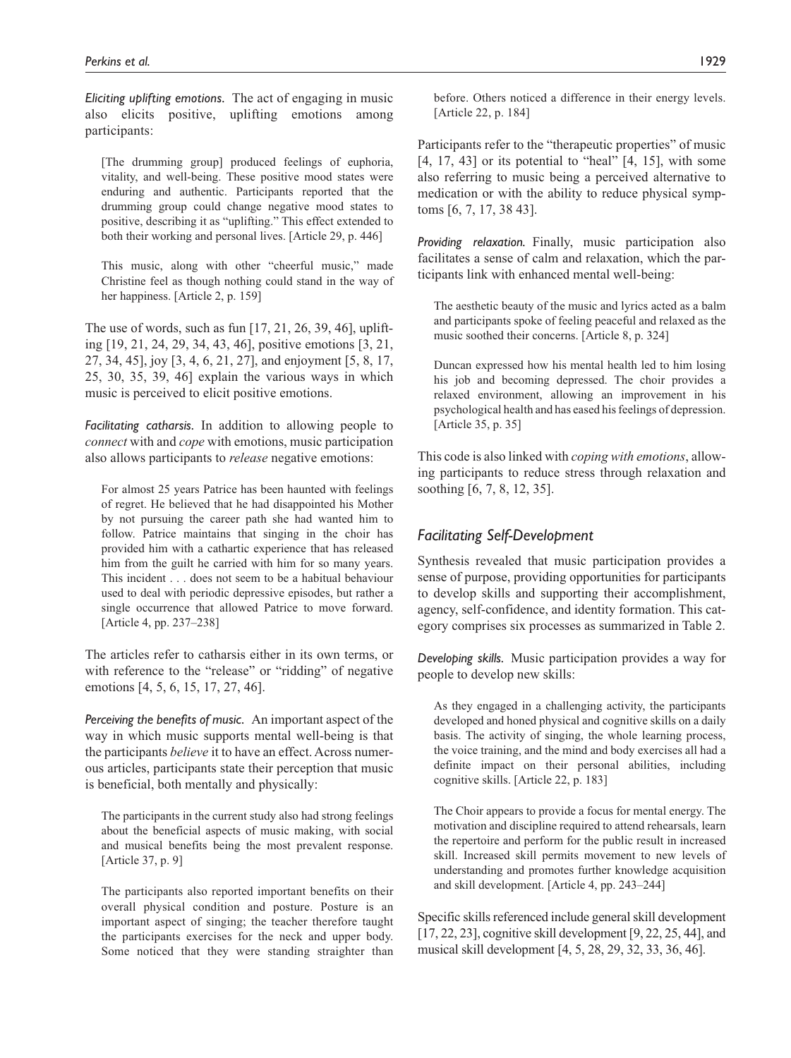*Eliciting uplifting emotions.* The act of engaging in music also elicits positive, uplifting emotions among participants:

> [The drumming group] produced feelings of euphoria, vitality, and well-being. These positive mood states were enduring and authentic. Participants reported that the drumming group could change negative mood states to positive, describing it as "uplifting." This effect extended to both their working and personal lives. [Article 29, p. 446]

> This music, along with other "cheerful music," made Christine feel as though nothing could stand in the way of her happiness. [Article 2, p. 159]

The use of words, such as fun [17, 21, 26, 39, 46], uplifting [19, 21, 24, 29, 34, 43, 46], positive emotions [3, 21, 27, 34, 45], joy [3, 4, 6, 21, 27], and enjoyment [5, 8, 17, 25, 30, 35, 39, 46] explain the various ways in which music is perceived to elicit positive emotions.

*Facilitating catharsis.* In addition to allowing people to *connect* with and *cope* with emotions, music participation also allows participants to *release* negative emotions:

> For almost 25 years Patrice has been haunted with feelings of regret. He believed that he had disappointed his Mother by not pursuing the career path she had wanted him to follow. Patrice maintains that singing in the choir has provided him with a cathartic experience that has released him from the guilt he carried with him for so many years. This incident . . . does not seem to be a habitual behaviour used to deal with periodic depressive episodes, but rather a single occurrence that allowed Patrice to move forward. [Article 4, pp. 237–238]

The articles refer to catharsis either in its own terms, or with reference to the "release" or "ridding" of negative emotions [4, 5, 6, 15, 17, 27, 46].

*Perceiving the benefits of music.* An important aspect of the way in which music supports mental well-being is that the participants *believe* it to have an effect. Across numerous articles, participants state their perception that music is beneficial, both mentally and physically:

> The participants in the current study also had strong feelings about the beneficial aspects of music making, with social and musical benefits being the most prevalent response. [Article 37, p. 9]

> The participants also reported important benefits on their overall physical condition and posture. Posture is an important aspect of singing; the teacher therefore taught the participants exercises for the neck and upper body. Some noticed that they were standing straighter than before. Others noticed a difference in their energy levels. [Article 22, p. 184]

Participants refer to the "therapeutic properties" of music [4, 17, 43] or its potential to "heal" [4, 15], with some also referring to music being a perceived alternative to medication or with the ability to reduce physical symptoms [6, 7, 17, 38 43].

*Providing relaxation.* Finally, music participation also facilitates a sense of calm and relaxation, which the participants link with enhanced mental well-being:

> The aesthetic beauty of the music and lyrics acted as a balm and participants spoke of feeling peaceful and relaxed as the music soothed their concerns. [Article 8, p. 324]

> Duncan expressed how his mental health led to him losing his job and becoming depressed. The choir provides a relaxed environment, allowing an improvement in his psychological health and has eased his feelings of depression. [Article 35, p. 35]

This code is also linked with *coping with emotions*, allowing participants to reduce stress through relaxation and soothing [6, 7, 8, 12, 35].

## *Facilitating Self-Development*

Synthesis revealed that music participation provides a sense of purpose, providing opportunities for participants to develop skills and supporting their accomplishment, agency, self-confidence, and identity formation. This category comprises six processes as summarized in Table 2.

*Developing skills.* Music participation provides a way for people to develop new skills:

> As they engaged in a challenging activity, the participants developed and honed physical and cognitive skills on a daily basis. The activity of singing, the whole learning process, the voice training, and the mind and body exercises all had a definite impact on their personal abilities, including cognitive skills. [Article 22, p. 183]

> The Choir appears to provide a focus for mental energy. The motivation and discipline required to attend rehearsals, learn the repertoire and perform for the public result in increased skill. Increased skill permits movement to new levels of understanding and promotes further knowledge acquisition and skill development. [Article 4, pp. 243–244]

Specific skills referenced include general skill development [17, 22, 23], cognitive skill development [9, 22, 25, 44], and musical skill development [4, 5, 28, 29, 32, 33, 36, 46].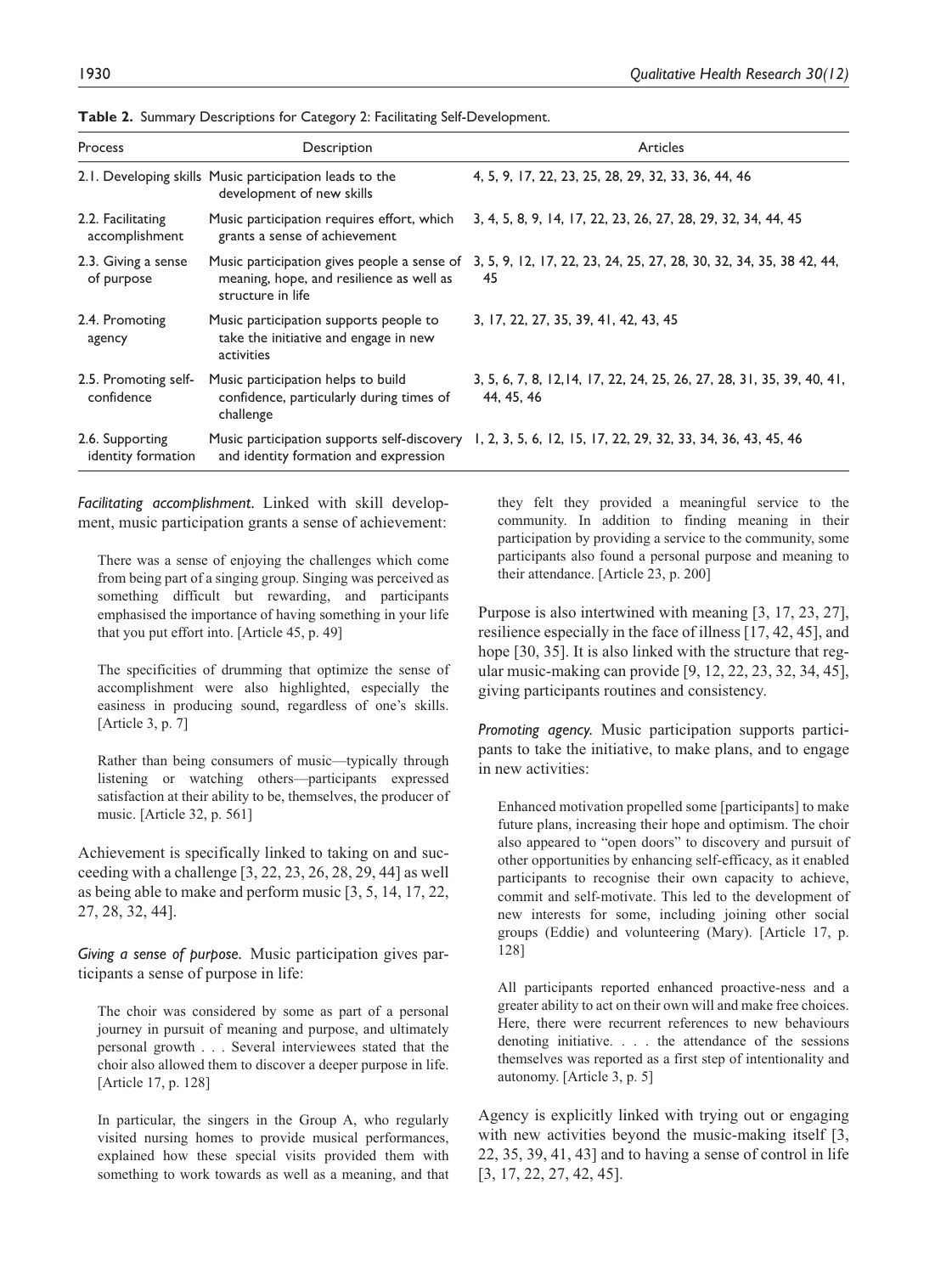**Table 2.** Summary Descriptions for Category 2: Facilitating Self-Development.

| Process | Description | Articles |
|---|---|---|
| 2.1. Developing skills | Music participation leads to the development of new skills | 4, 5, 9, 17, 22, 23, 25, 28, 29, 32, 33, 36, 44, 46 |
| 2.2. Facilitating accomplishment | Music participation requires effort, which grants a sense of achievement | 3, 4, 5, 8, 9, 14, 17, 22, 23, 26, 27, 28, 29, 32, 34, 44, 45 |
| 2.3. Giving a sense of purpose | Music participation gives people a sense of meaning, hope, and resilience as well as structure in life | 3, 5, 9, 12, 17, 22, 23, 24, 25, 27, 28, 30, 32, 34, 35, 38 42, 44, 45 |
| 2.4. Promoting agency | Music participation supports people to take the initiative and engage in new activities | 3, 17, 22, 27, 35, 39, 41, 42, 43, 45 |
| 2.5. Promoting self-confidence | Music participation helps to build confidence, particularly during times of challenge | 3, 5, 6, 7, 8, 12,14, 17, 22, 24, 25, 26, 27, 28, 31, 35, 39, 40, 41, 44, 45, 46 |
| 2.6. Supporting identity formation | Music participation supports self-discovery and identity formation and expression | 1, 2, 3, 5, 6, 12, 15, 17, 22, 29, 32, 33, 34, 36, 43, 45, 46 |

*Facilitating accomplishment.* Linked with skill development, music participation grants a sense of achievement:

> There was a sense of enjoying the challenges which come from being part of a singing group. Singing was perceived as something difficult but rewarding, and participants emphasised the importance of having something in your life that you put effort into. [Article 45, p. 49]

> The specificities of drumming that optimize the sense of accomplishment were also highlighted, especially the easiness in producing sound, regardless of one's skills. [Article 3, p. 7]

> Rather than being consumers of music—typically through listening or watching others—participants expressed satisfaction at their ability to be, themselves, the producer of music. [Article 32, p. 561]

Achievement is specifically linked to taking on and succeeding with a challenge [3, 22, 23, 26, 28, 29, 44] as well as being able to make and perform music [3, 5, 14, 17, 22, 27, 28, 32, 44].

*Giving a sense of purpose.* Music participation gives participants a sense of purpose in life:

> The choir was considered by some as part of a personal journey in pursuit of meaning and purpose, and ultimately personal growth . . . Several interviewees stated that the choir also allowed them to discover a deeper purpose in life. [Article 17, p. 128]

> In particular, the singers in the Group A, who regularly visited nursing homes to provide musical performances, explained how these special visits provided them with something to work towards as well as a meaning, and that they felt they provided a meaningful service to the community. In addition to finding meaning in their participation by providing a service to the community, some participants also found a personal purpose and meaning to their attendance. [Article 23, p. 200]

Purpose is also intertwined with meaning [3, 17, 23, 27], resilience especially in the face of illness [17, 42, 45], and hope [30, 35]. It is also linked with the structure that regular music-making can provide [9, 12, 22, 23, 32, 34, 45], giving participants routines and consistency.

*Promoting agency.* Music participation supports participants to take the initiative, to make plans, and to engage in new activities:

> Enhanced motivation propelled some [participants] to make future plans, increasing their hope and optimism. The choir also appeared to "open doors" to discovery and pursuit of other opportunities by enhancing self-efficacy, as it enabled participants to recognise their own capacity to achieve, commit and self-motivate. This led to the development of new interests for some, including joining other social groups (Eddie) and volunteering (Mary). [Article 17, p. 128]

> All participants reported enhanced proactive-ness and a greater ability to act on their own will and make free choices. Here, there were recurrent references to new behaviours denoting initiative. . . . the attendance of the sessions themselves was reported as a first step of intentionality and autonomy. [Article 3, p. 5]

Agency is explicitly linked with trying out or engaging with new activities beyond the music-making itself [3, 22, 35, 39, 41, 43] and to having a sense of control in life [3, 17, 22, 27, 42, 45].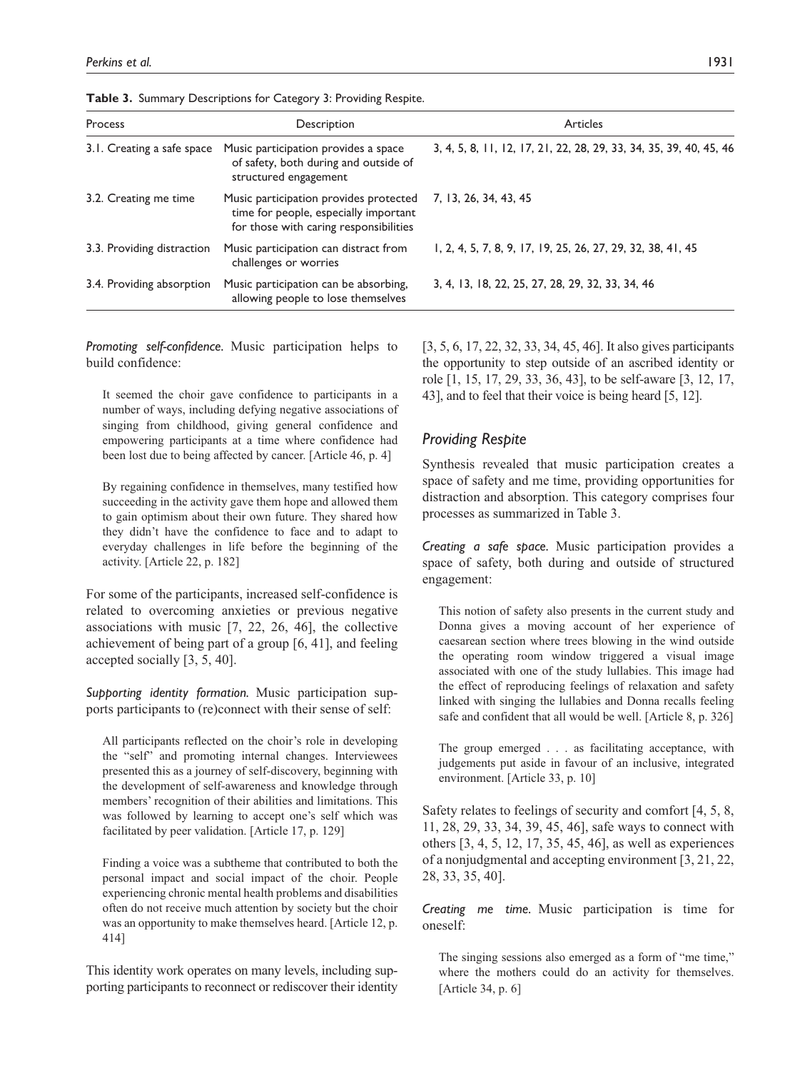**Table 3.** Summary Descriptions for Category 3: Providing Respite.

| Process | Description | Articles |
|---|---|---|
| 3.1. Creating a safe space | Music participation provides a space of safety, both during and outside of structured engagement | 3, 4, 5, 8, 11, 12, 17, 21, 22, 28, 29, 33, 34, 35, 39, 40, 45, 46 |
| 3.2. Creating me time | Music participation provides protected time for people, especially important for those with caring responsibilities | 7, 13, 26, 34, 43, 45 |
| 3.3. Providing distraction | Music participation can distract from challenges or worries | 1, 2, 4, 5, 7, 8, 9, 17, 19, 25, 26, 27, 29, 32, 38, 41, 45 |
| 3.4. Providing absorption | Music participation can be absorbing, allowing people to lose themselves | 3, 4, 13, 18, 22, 25, 27, 28, 29, 32, 33, 34, 46 |

*Promoting self-confidence.* Music participation helps to build confidence:

> It seemed the choir gave confidence to participants in a number of ways, including defying negative associations of singing from childhood, giving general confidence and empowering participants at a time where confidence had been lost due to being affected by cancer. [Article 46, p. 4]

> By regaining confidence in themselves, many testified how succeeding in the activity gave them hope and allowed them to gain optimism about their own future. They shared how they didn't have the confidence to face and to adapt to everyday challenges in life before the beginning of the activity. [Article 22, p. 182]

For some of the participants, increased self-confidence is related to overcoming anxieties or previous negative associations with music [7, 22, 26, 46], the collective achievement of being part of a group [6, 41], and feeling accepted socially [3, 5, 40].

*Supporting identity formation.* Music participation supports participants to (re)connect with their sense of self:

> All participants reflected on the choir's role in developing the "self" and promoting internal changes. Interviewees presented this as a journey of self-discovery, beginning with the development of self-awareness and knowledge through members' recognition of their abilities and limitations. This was followed by learning to accept one's self which was facilitated by peer validation. [Article 17, p. 129]

> Finding a voice was a subtheme that contributed to both the personal impact and social impact of the choir. People experiencing chronic mental health problems and disabilities often do not receive much attention by society but the choir was an opportunity to make themselves heard. [Article 12, p. 414]

This identity work operates on many levels, including supporting participants to reconnect or rediscover their identity [3, 5, 6, 17, 22, 32, 33, 34, 45, 46]. It also gives participants the opportunity to step outside of an ascribed identity or role [1, 15, 17, 29, 33, 36, 43], to be self-aware [3, 12, 17, 43], and to feel that their voice is being heard [5, 12].

## Providing Respite

Synthesis revealed that music participation creates a space of safety and me time, providing opportunities for distraction and absorption. This category comprises four processes as summarized in Table 3.

*Creating a safe space.* Music participation provides a space of safety, both during and outside of structured engagement:

> This notion of safety also presents in the current study and Donna gives a moving account of her experience of caesarean section where trees blowing in the wind outside the operating room window triggered a visual image associated with one of the study lullabies. This image had the effect of reproducing feelings of relaxation and safety linked with singing the lullabies and Donna recalls feeling safe and confident that all would be well. [Article 8, p. 326]

> The group emerged . . . as facilitating acceptance, with judgements put aside in favour of an inclusive, integrated environment. [Article 33, p. 10]

Safety relates to feelings of security and comfort [4, 5, 8, 11, 28, 29, 33, 34, 39, 45, 46], safe ways to connect with others [3, 4, 5, 12, 17, 35, 45, 46], as well as experiences of a nonjudgmental and accepting environment [3, 21, 22, 28, 33, 35, 40].

*Creating me time.* Music participation is time for oneself:

> The singing sessions also emerged as a form of "me time," where the mothers could do an activity for themselves. [Article 34, p. 6]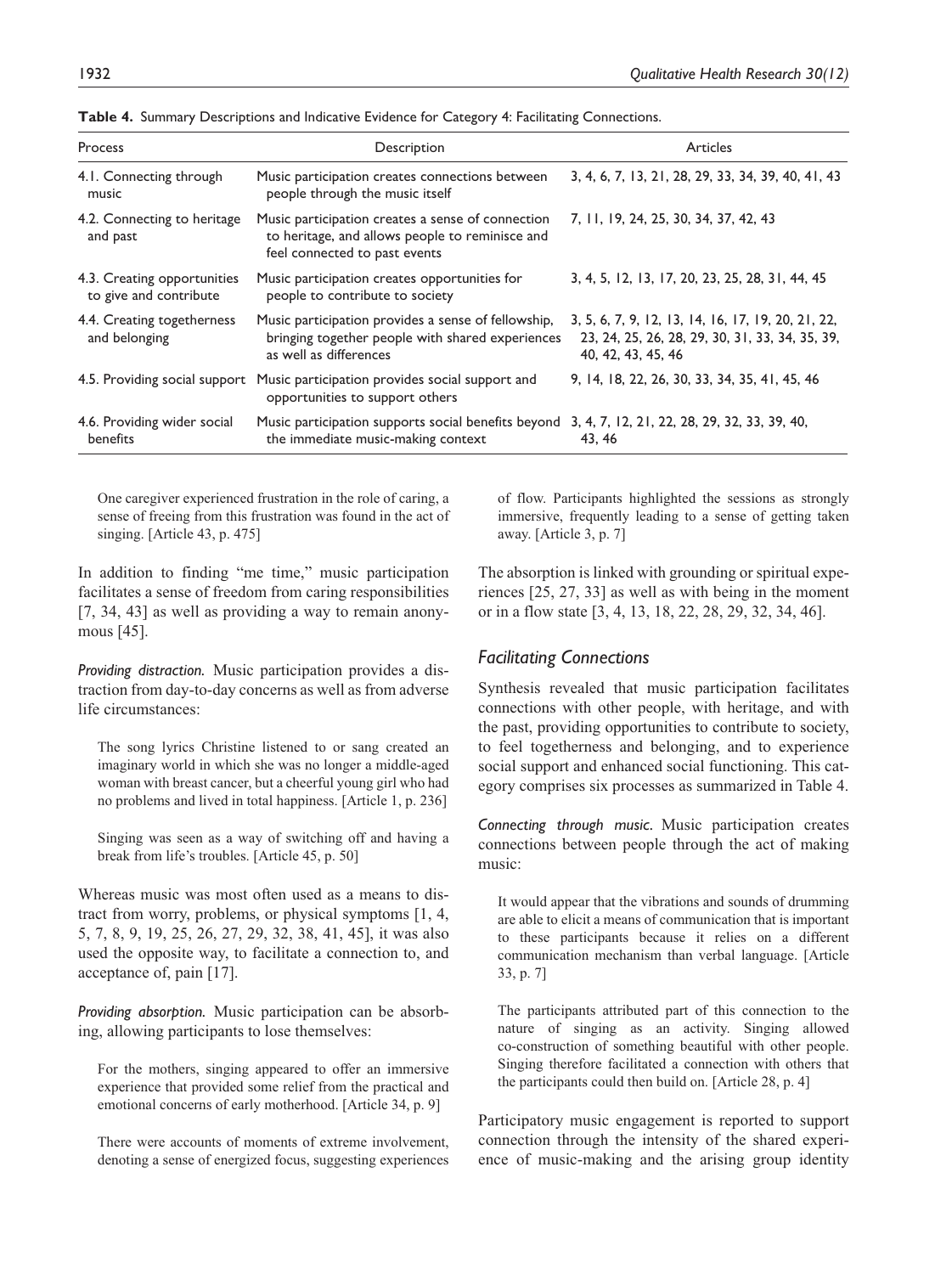**Table 4.** Summary Descriptions and Indicative Evidence for Category 4: Facilitating Connections.

| Process | Description | Articles |
| --- | --- | --- |
| 4.1. Connecting through music | Music participation creates connections between people through the music itself | 3, 4, 6, 7, 13, 21, 28, 29, 33, 34, 39, 40, 41, 43 |
| 4.2. Connecting to heritage and past | Music participation creates a sense of connection to heritage, and allows people to reminisce and feel connected to past events | 7, 11, 19, 24, 25, 30, 34, 37, 42, 43 |
| 4.3. Creating opportunities to give and contribute | Music participation creates opportunities for people to contribute to society | 3, 4, 5, 12, 13, 17, 20, 23, 25, 28, 31, 44, 45 |
| 4.4. Creating togetherness and belonging | Music participation provides a sense of fellowship, bringing together people with shared experiences as well as differences | 3, 5, 6, 7, 9, 12, 13, 14, 16, 17, 19, 20, 21, 22, 23, 24, 25, 26, 28, 29, 30, 31, 33, 34, 35, 39, 40, 42, 43, 45, 46 |
| 4.5. Providing social support | Music participation provides social support and opportunities to support others | 9, 14, 18, 22, 26, 30, 33, 34, 35, 41, 45, 46 |
| 4.6. Providing wider social benefits | Music participation supports social benefits beyond the immediate music-making context | 3, 4, 7, 12, 21, 22, 28, 29, 32, 33, 39, 40, 43, 46 |

> One caregiver experienced frustration in the role of caring, a sense of freeing from this frustration was found in the act of singing. [Article 43, p. 475]

In addition to finding "me time," music participation facilitates a sense of freedom from caring responsibilities [7, 34, 43] as well as providing a way to remain anonymous [45].

*Providing distraction.* Music participation provides a distraction from day-to-day concerns as well as from adverse life circumstances:

> The song lyrics Christine listened to or sang created an imaginary world in which she was no longer a middle-aged woman with breast cancer, but a cheerful young girl who had no problems and lived in total happiness. [Article 1, p. 236]

> Singing was seen as a way of switching off and having a break from life's troubles. [Article 45, p. 50]

Whereas music was most often used as a means to distract from worry, problems, or physical symptoms [1, 4, 5, 7, 8, 9, 19, 25, 26, 27, 29, 32, 38, 41, 45], it was also used the opposite way, to facilitate a connection to, and acceptance of, pain [17].

*Providing absorption.* Music participation can be absorbing, allowing participants to lose themselves:

> For the mothers, singing appeared to offer an immersive experience that provided some relief from the practical and emotional concerns of early motherhood. [Article 34, p. 9]

> There were accounts of moments of extreme involvement, denoting a sense of energized focus, suggesting experiences of flow. Participants highlighted the sessions as strongly immersive, frequently leading to a sense of getting taken away. [Article 3, p. 7]

The absorption is linked with grounding or spiritual experiences [25, 27, 33] as well as with being in the moment or in a flow state [3, 4, 13, 18, 22, 28, 29, 32, 34, 46].

### Facilitating Connections

Synthesis revealed that music participation facilitates connections with other people, with heritage, and with the past, providing opportunities to contribute to society, to feel togetherness and belonging, and to experience social support and enhanced social functioning. This category comprises six processes as summarized in Table 4.

*Connecting through music.* Music participation creates connections between people through the act of making music:

> It would appear that the vibrations and sounds of drumming are able to elicit a means of communication that is important to these participants because it relies on a different communication mechanism than verbal language. [Article 33, p. 7]

> The participants attributed part of this connection to the nature of singing as an activity. Singing allowed co-construction of something beautiful with other people. Singing therefore facilitated a connection with others that the participants could then build on. [Article 28, p. 4]

Participatory music engagement is reported to support connection through the intensity of the shared experience of music-making and the arising group identity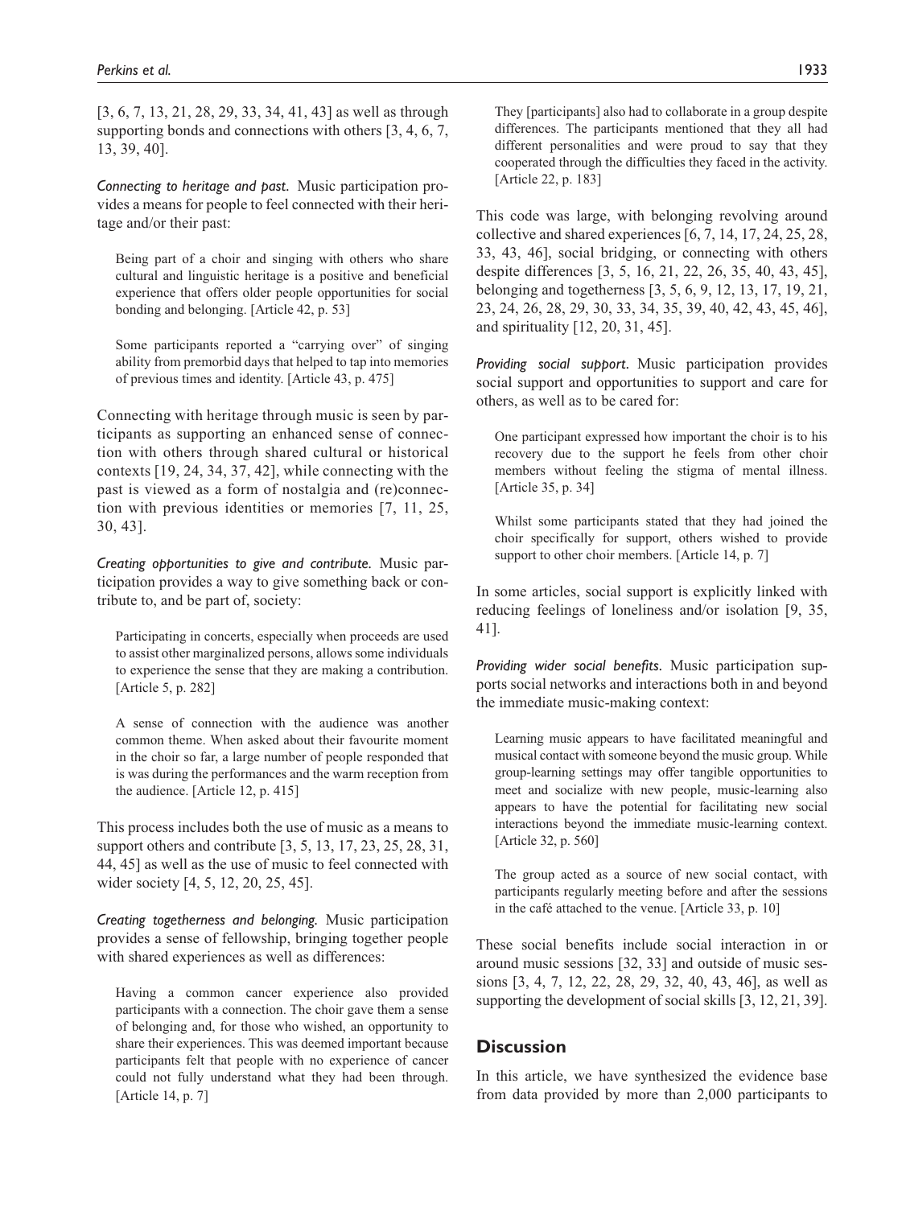[3, 6, 7, 13, 21, 28, 29, 33, 34, 41, 43] as well as through supporting bonds and connections with others [3, 4, 6, 7, 13, 39, 40].

*Connecting to heritage and past.* Music participation provides a means for people to feel connected with their heritage and/or their past:

> Being part of a choir and singing with others who share cultural and linguistic heritage is a positive and beneficial experience that offers older people opportunities for social bonding and belonging. [Article 42, p. 53]

> Some participants reported a "carrying over" of singing ability from premorbid days that helped to tap into memories of previous times and identity. [Article 43, p. 475]

Connecting with heritage through music is seen by participants as supporting an enhanced sense of connection with others through shared cultural or historical contexts [19, 24, 34, 37, 42], while connecting with the past is viewed as a form of nostalgia and (re)connection with previous identities or memories [7, 11, 25, 30, 43].

*Creating opportunities to give and contribute.* Music participation provides a way to give something back or contribute to, and be part of, society:

> Participating in concerts, especially when proceeds are used to assist other marginalized persons, allows some individuals to experience the sense that they are making a contribution. [Article 5, p. 282]

> A sense of connection with the audience was another common theme. When asked about their favourite moment in the choir so far, a large number of people responded that is was during the performances and the warm reception from the audience. [Article 12, p. 415]

This process includes both the use of music as a means to support others and contribute [3, 5, 13, 17, 23, 25, 28, 31, 44, 45] as well as the use of music to feel connected with wider society [4, 5, 12, 20, 25, 45].

*Creating togetherness and belonging.* Music participation provides a sense of fellowship, bringing together people with shared experiences as well as differences:

> Having a common cancer experience also provided participants with a connection. The choir gave them a sense of belonging and, for those who wished, an opportunity to share their experiences. This was deemed important because participants felt that people with no experience of cancer could not fully understand what they had been through. [Article 14, p. 7]

> They [participants] also had to collaborate in a group despite differences. The participants mentioned that they all had different personalities and were proud to say that they cooperated through the difficulties they faced in the activity. [Article 22, p. 183]

This code was large, with belonging revolving around collective and shared experiences [6, 7, 14, 17, 24, 25, 28, 33, 43, 46], social bridging, or connecting with others despite differences [3, 5, 16, 21, 22, 26, 35, 40, 43, 45], belonging and togetherness [3, 5, 6, 9, 12, 13, 17, 19, 21, 23, 24, 26, 28, 29, 30, 33, 34, 35, 39, 40, 42, 43, 45, 46], and spirituality [12, 20, 31, 45].

*Providing social support.* Music participation provides social support and opportunities to support and care for others, as well as to be cared for:

> One participant expressed how important the choir is to his recovery due to the support he feels from other choir members without feeling the stigma of mental illness. [Article 35, p. 34]

> Whilst some participants stated that they had joined the choir specifically for support, others wished to provide support to other choir members. [Article 14, p. 7]

In some articles, social support is explicitly linked with reducing feelings of loneliness and/or isolation [9, 35, 41].

*Providing wider social benefits.* Music participation supports social networks and interactions both in and beyond the immediate music-making context:

> Learning music appears to have facilitated meaningful and musical contact with someone beyond the music group. While group-learning settings may offer tangible opportunities to meet and socialize with new people, music-learning also appears to have the potential for facilitating new social interactions beyond the immediate music-learning context. [Article 32, p. 560]

> The group acted as a source of new social contact, with participants regularly meeting before and after the sessions in the café attached to the venue. [Article 33, p. 10]

These social benefits include social interaction in or around music sessions [32, 33] and outside of music sessions [3, 4, 7, 12, 22, 28, 29, 32, 40, 43, 46], as well as supporting the development of social skills [3, 12, 21, 39].

## Discussion

In this article, we have synthesized the evidence base from data provided by more than 2,000 participants to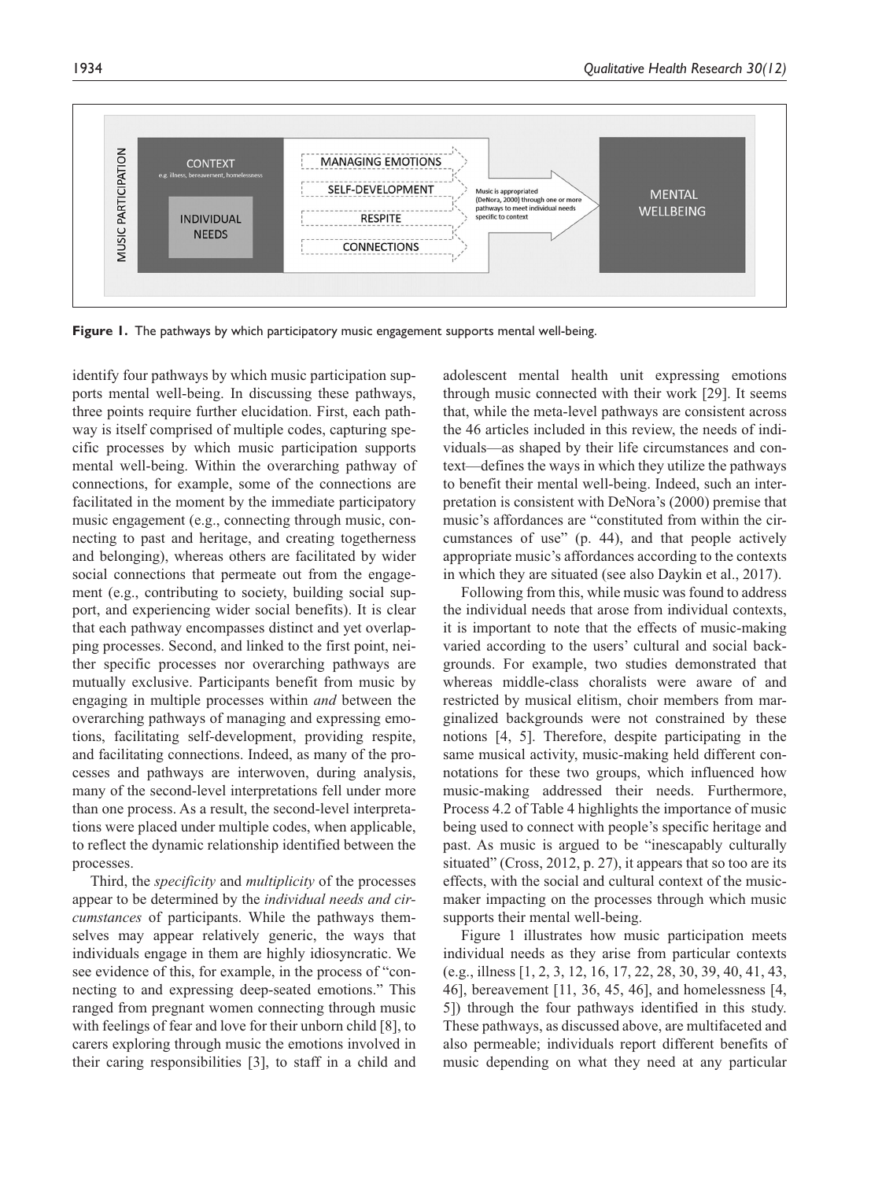MUSIC PARTICIPATION

CONTEXT
e.g. illness, bereavement, homelessness

INDIVIDUAL NEEDS

MANAGING EMOTIONS

SELF-DEVELOPMENT

RESPITE

CONNECTIONS

Music is appropriated (DeNora, 2000) through one or more pathways to meet individual needs specific to context

MENTAL WELLBEING

**Figure 1.** The pathways by which participatory music engagement supports mental well-being.

identify four pathways by which music participation supports mental well-being. In discussing these pathways, three points require further elucidation. First, each pathway is itself comprised of multiple codes, capturing specific processes by which music participation supports mental well-being. Within the overarching pathway of connections, for example, some of the connections are facilitated in the moment by the immediate participatory music engagement (e.g., connecting through music, connecting to past and heritage, and creating togetherness and belonging), whereas others are facilitated by wider social connections that permeate out from the engagement (e.g., contributing to society, building social support, and experiencing wider social benefits). It is clear that each pathway encompasses distinct and yet overlapping processes. Second, and linked to the first point, neither specific processes nor overarching pathways are mutually exclusive. Participants benefit from music by engaging in multiple processes within *and* between the overarching pathways of managing and expressing emotions, facilitating self-development, providing respite, and facilitating connections. Indeed, as many of the processes and pathways are interwoven, during analysis, many of the second-level interpretations fell under more than one process. As a result, the second-level interpretations were placed under multiple codes, when applicable, to reflect the dynamic relationship identified between the processes.

Third, the *specificity* and *multiplicity* of the processes appear to be determined by the *individual needs and circumstances* of participants. While the pathways themselves may appear relatively generic, the ways that individuals engage in them are highly idiosyncratic. We see evidence of this, for example, in the process of "connecting to and expressing deep-seated emotions." This ranged from pregnant women connecting through music with feelings of fear and love for their unborn child [8], to carers exploring through music the emotions involved in their caring responsibilities [3], to staff in a child and adolescent mental health unit expressing emotions through music connected with their work [29]. It seems that, while the meta-level pathways are consistent across the 46 articles included in this review, the needs of individuals—as shaped by their life circumstances and context—defines the ways in which they utilize the pathways to benefit their mental well-being. Indeed, such an interpretation is consistent with DeNora's (2000) premise that music's affordances are "constituted from within the circumstances of use" (p. 44), and that people actively appropriate music's affordances according to the contexts in which they are situated (see also Daykin et al., 2017).

Following from this, while music was found to address the individual needs that arose from individual contexts, it is important to note that the effects of music-making varied according to the users' cultural and social backgrounds. For example, two studies demonstrated that whereas middle-class choralists were aware of and restricted by musical elitism, choir members from marginalized backgrounds were not constrained by these notions [4, 5]. Therefore, despite participating in the same musical activity, music-making held different connotations for these two groups, which influenced how music-making addressed their needs. Furthermore, Process 4.2 of Table 4 highlights the importance of music being used to connect with people's specific heritage and past. As music is argued to be "inescapably culturally situated" (Cross, 2012, p. 27), it appears that so too are its effects, with the social and cultural context of the music-maker impacting on the processes through which music supports their mental well-being.

Figure 1 illustrates how music participation meets individual needs as they arise from particular contexts (e.g., illness [1, 2, 3, 12, 16, 17, 22, 28, 30, 39, 40, 41, 43, 46], bereavement [11, 36, 45, 46], and homelessness [4, 5]) through the four pathways identified in this study. These pathways, as discussed above, are multifaceted and also permeable; individuals report different benefits of music depending on what they need at any particular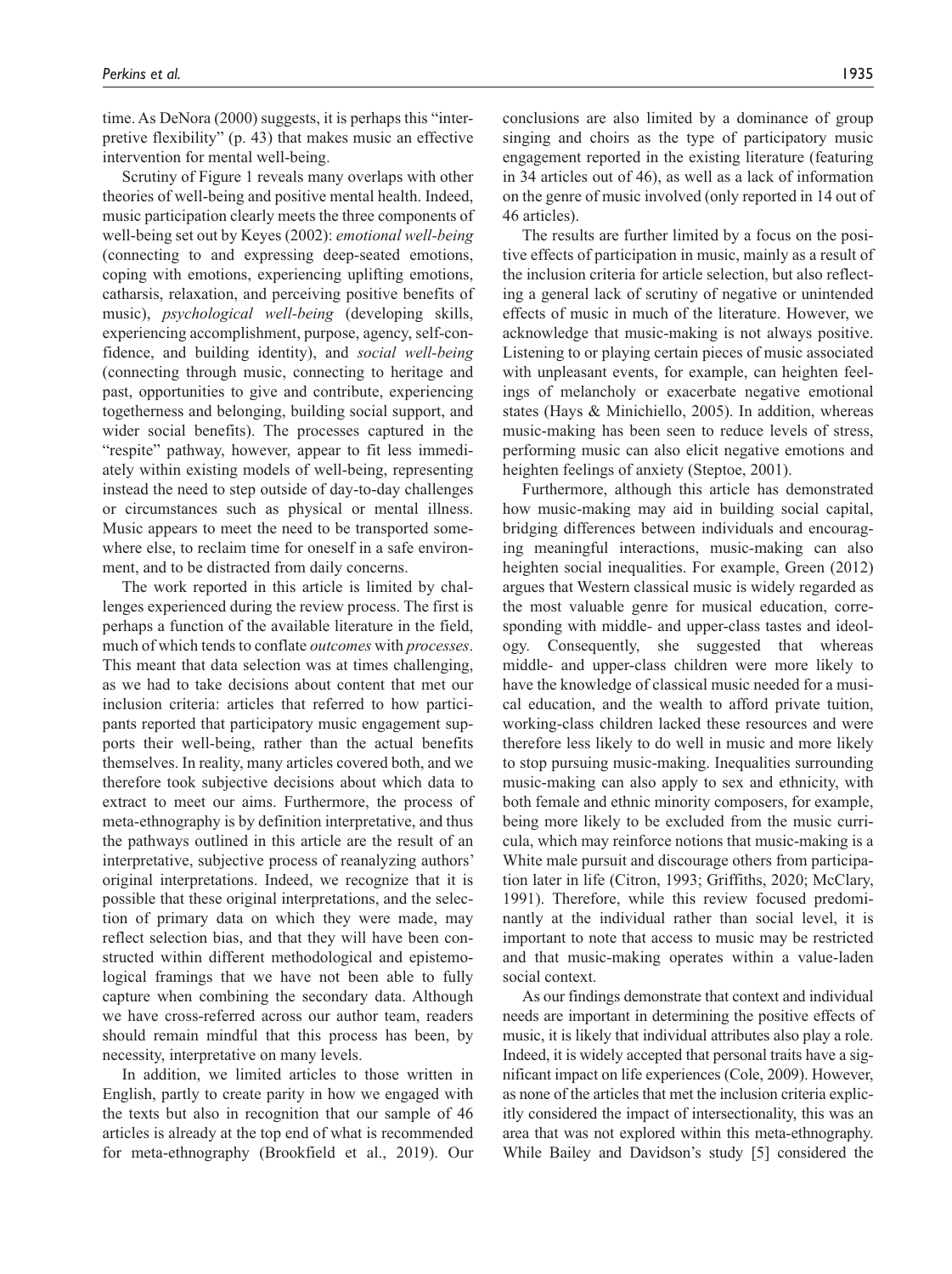time. As DeNora (2000) suggests, it is perhaps this "interpretive flexibility" (p. 43) that makes music an effective intervention for mental well-being.

Scrutiny of Figure 1 reveals many overlaps with other theories of well-being and positive mental health. Indeed, music participation clearly meets the three components of well-being set out by Keyes (2002): *emotional well-being* (connecting to and expressing deep-seated emotions, coping with emotions, experiencing uplifting emotions, catharsis, relaxation, and perceiving positive benefits of music), *psychological well-being* (developing skills, experiencing accomplishment, purpose, agency, self-confidence, and building identity), and *social well-being* (connecting through music, connecting to heritage and past, opportunities to give and contribute, experiencing togetherness and belonging, building social support, and wider social benefits). The processes captured in the "respite" pathway, however, appear to fit less immediately within existing models of well-being, representing instead the need to step outside of day-to-day challenges or circumstances such as physical or mental illness. Music appears to meet the need to be transported somewhere else, to reclaim time for oneself in a safe environment, and to be distracted from daily concerns.

The work reported in this article is limited by challenges experienced during the review process. The first is perhaps a function of the available literature in the field, much of which tends to conflate *outcomes* with *processes*. This meant that data selection was at times challenging, as we had to take decisions about content that met our inclusion criteria: articles that referred to how participants reported that participatory music engagement supports their well-being, rather than the actual benefits themselves. In reality, many articles covered both, and we therefore took subjective decisions about which data to extract to meet our aims. Furthermore, the process of meta-ethnography is by definition interpretative, and thus the pathways outlined in this article are the result of an interpretative, subjective process of reanalyzing authors' original interpretations. Indeed, we recognize that it is possible that these original interpretations, and the selection of primary data on which they were made, may reflect selection bias, and that they will have been constructed within different methodological and epistemological framings that we have not been able to fully capture when combining the secondary data. Although we have cross-referred across our author team, readers should remain mindful that this process has been, by necessity, interpretative on many levels.

In addition, we limited articles to those written in English, partly to create parity in how we engaged with the texts but also in recognition that our sample of 46 articles is already at the top end of what is recommended for meta-ethnography (Brookfield et al., 2019). Our conclusions are also limited by a dominance of group singing and choirs as the type of participatory music engagement reported in the existing literature (featuring in 34 articles out of 46), as well as a lack of information on the genre of music involved (only reported in 14 out of 46 articles).

The results are further limited by a focus on the positive effects of participation in music, mainly as a result of the inclusion criteria for article selection, but also reflecting a general lack of scrutiny of negative or unintended effects of music in much of the literature. However, we acknowledge that music-making is not always positive. Listening to or playing certain pieces of music associated with unpleasant events, for example, can heighten feelings of melancholy or exacerbate negative emotional states (Hays & Minichiello, 2005). In addition, whereas music-making has been seen to reduce levels of stress, performing music can also elicit negative emotions and heighten feelings of anxiety (Steptoe, 2001).

Furthermore, although this article has demonstrated how music-making may aid in building social capital, bridging differences between individuals and encouraging meaningful interactions, music-making can also heighten social inequalities. For example, Green (2012) argues that Western classical music is widely regarded as the most valuable genre for musical education, corresponding with middle- and upper-class tastes and ideology. Consequently, she suggested that whereas middle- and upper-class children were more likely to have the knowledge of classical music needed for a musical education, and the wealth to afford private tuition, working-class children lacked these resources and were therefore less likely to do well in music and more likely to stop pursuing music-making. Inequalities surrounding music-making can also apply to sex and ethnicity, with both female and ethnic minority composers, for example, being more likely to be excluded from the music curricula, which may reinforce notions that music-making is a White male pursuit and discourage others from participation later in life (Citron, 1993; Griffiths, 2020; McClary, 1991). Therefore, while this review focused predominantly at the individual rather than social level, it is important to note that access to music may be restricted and that music-making operates within a value-laden social context.

As our findings demonstrate that context and individual needs are important in determining the positive effects of music, it is likely that individual attributes also play a role. Indeed, it is widely accepted that personal traits have a significant impact on life experiences (Cole, 2009). However, as none of the articles that met the inclusion criteria explicitly considered the impact of intersectionality, this was an area that was not explored within this meta-ethnography. While Bailey and Davidson's study [5] considered the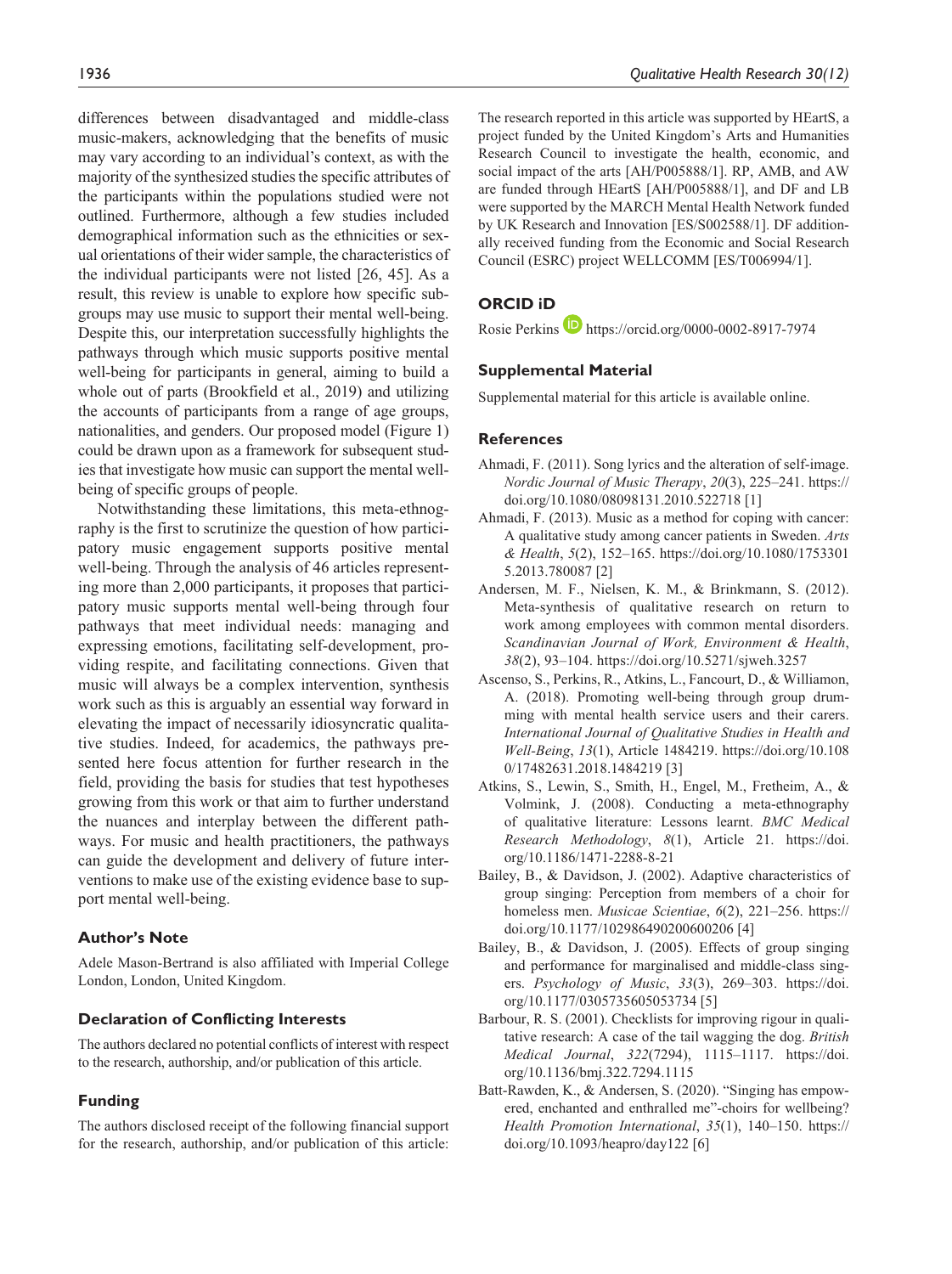differences between disadvantaged and middle-class music-makers, acknowledging that the benefits of music may vary according to an individual's context, as with the majority of the synthesized studies the specific attributes of the participants within the populations studied were not outlined. Furthermore, although a few studies included demographical information such as the ethnicities or sexual orientations of their wider sample, the characteristics of the individual participants were not listed [26, 45]. As a result, this review is unable to explore how specific subgroups may use music to support their mental well-being. Despite this, our interpretation successfully highlights the pathways through which music supports positive mental well-being for participants in general, aiming to build a whole out of parts (Brookfield et al., 2019) and utilizing the accounts of participants from a range of age groups, nationalities, and genders. Our proposed model (Figure 1) could be drawn upon as a framework for subsequent studies that investigate how music can support the mental well-being of specific groups of people.

Notwithstanding these limitations, this meta-ethnography is the first to scrutinize the question of how participatory music engagement supports positive mental well-being. Through the analysis of 46 articles representing more than 2,000 participants, it proposes that participatory music supports mental well-being through four pathways that meet individual needs: managing and expressing emotions, facilitating self-development, providing respite, and facilitating connections. Given that music will always be a complex intervention, synthesis work such as this is arguably an essential way forward in elevating the impact of necessarily idiosyncratic qualitative studies. Indeed, for academics, the pathways presented here focus attention for further research in the field, providing the basis for studies that test hypotheses growing from this work or that aim to further understand the nuances and interplay between the different pathways. For music and health practitioners, the pathways can guide the development and delivery of future interventions to make use of the existing evidence base to support mental well-being.

## Author's Note

Adele Mason-Bertrand is also affiliated with Imperial College London, London, United Kingdom.

## Declaration of Conflicting Interests

The authors declared no potential conflicts of interest with respect to the research, authorship, and/or publication of this article.

## Funding

The authors disclosed receipt of the following financial support for the research, authorship, and/or publication of this article: The research reported in this article was supported by HEartS, a project funded by the United Kingdom's Arts and Humanities Research Council to investigate the health, economic, and social impact of the arts [AH/P005888/1]. RP, AMB, and AW are funded through HEartS [AH/P005888/1], and DF and LB were supported by the MARCH Mental Health Network funded by UK Research and Innovation [ES/S002588/1]. DF additionally received funding from the Economic and Social Research Council (ESRC) project WELLCOMM [ES/T006994/1].

## ORCID iD

Rosie Perkins https://orcid.org/0000-0002-8917-7974

## Supplemental Material

Supplemental material for this article is available online.

## References

Ahmadi, F. (2011). Song lyrics and the alteration of self-image. *Nordic Journal of Music Therapy*, *20*(3), 225–241. https://doi.org/10.1080/08098131.2010.522718 [1]

Ahmadi, F. (2013). Music as a method for coping with cancer: A qualitative study among cancer patients in Sweden. *Arts & Health*, *5*(2), 152–165. https://doi.org/10.1080/17533015.2013.780087 [2]

Andersen, M. F., Nielsen, K. M., & Brinkmann, S. (2012). Meta-synthesis of qualitative research on return to work among employees with common mental disorders. *Scandinavian Journal of Work, Environment & Health*, *38*(2), 93–104. https://doi.org/10.5271/sjweh.3257

Ascenso, S., Perkins, R., Atkins, L., Fancourt, D., & Williamon, A. (2018). Promoting well-being through group drumming with mental health service users and their carers. *International Journal of Qualitative Studies in Health and Well-Being*, *13*(1), Article 1484219. https://doi.org/10.1080/17482631.2018.1484219 [3]

Atkins, S., Lewin, S., Smith, H., Engel, M., Fretheim, A., & Volmink, J. (2008). Conducting a meta-ethnography of qualitative literature: Lessons learnt. *BMC Medical Research Methodology*, *8*(1), Article 21. https://doi.org/10.1186/1471-2288-8-21

Bailey, B., & Davidson, J. (2002). Adaptive characteristics of group singing: Perception from members of a choir for homeless men. *Musicae Scientiae*, *6*(2), 221–256. https://doi.org/10.1177/102986490200600206 [4]

Bailey, B., & Davidson, J. (2005). Effects of group singing and performance for marginalised and middle-class singers. *Psychology of Music*, *33*(3), 269–303. https://doi.org/10.1177/0305735605053734 [5]

Barbour, R. S. (2001). Checklists for improving rigour in qualitative research: A case of the tail wagging the dog. *British Medical Journal*, *322*(7294), 1115–1117. https://doi.org/10.1136/bmj.322.7294.1115

Batt-Rawden, K., & Andersen, S. (2020). "Singing has empowered, enchanted and enthralled me"-choirs for wellbeing? *Health Promotion International*, *35*(1), 140–150. https://doi.org/10.1093/heapro/day122 [6]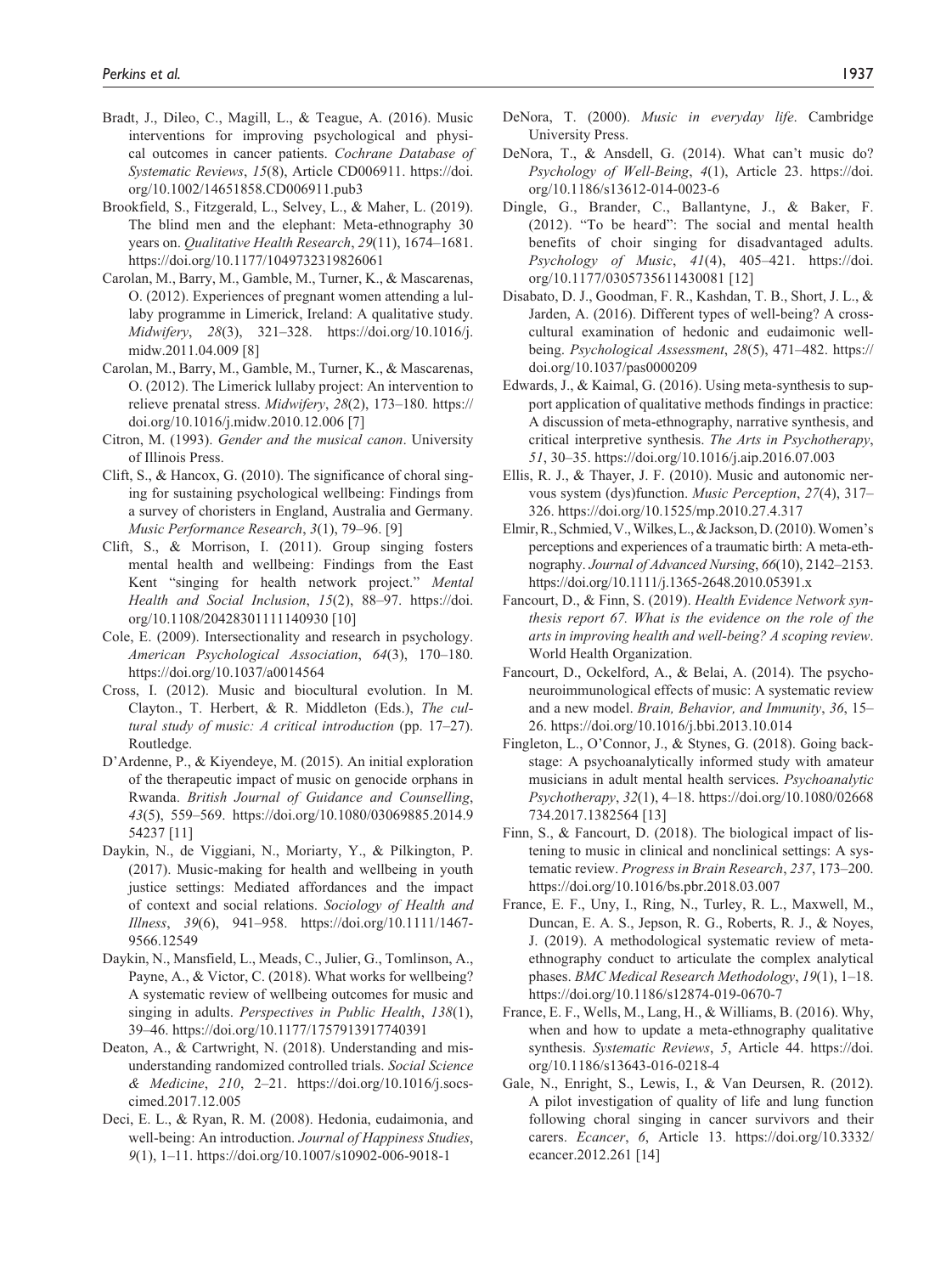Bradt, J., Dileo, C., Magill, L., & Teague, A. (2016). Music interventions for improving psychological and physical outcomes in cancer patients. *Cochrane Database of Systematic Reviews*, *15*(8), Article CD006911. https://doi.org/10.1002/14651858.CD006911.pub3

Brookfield, S., Fitzgerald, L., Selvey, L., & Maher, L. (2019). The blind men and the elephant: Meta-ethnography 30 years on. *Qualitative Health Research*, *29*(11), 1674–1681. https://doi.org/10.1177/1049732319826061

Carolan, M., Barry, M., Gamble, M., Turner, K., & Mascarenas, O. (2012). Experiences of pregnant women attending a lullaby programme in Limerick, Ireland: A qualitative study. *Midwifery*, *28*(3), 321–328. https://doi.org/10.1016/j.midw.2011.04.009 [8]

Carolan, M., Barry, M., Gamble, M., Turner, K., & Mascarenas, O. (2012). The Limerick lullaby project: An intervention to relieve prenatal stress. *Midwifery*, *28*(2), 173–180. https://doi.org/10.1016/j.midw.2010.12.006 [7]

Citron, M. (1993). *Gender and the musical canon*. University of Illinois Press.

Clift, S., & Hancox, G. (2010). The significance of choral singing for sustaining psychological wellbeing: Findings from a survey of choristers in England, Australia and Germany. *Music Performance Research*, *3*(1), 79–96. [9]

Clift, S., & Morrison, I. (2011). Group singing fosters mental health and wellbeing: Findings from the East Kent "singing for health network project." *Mental Health and Social Inclusion*, *15*(2), 88–97. https://doi.org/10.1108/20428301111140930 [10]

Cole, E. (2009). Intersectionality and research in psychology. *American Psychological Association*, *64*(3), 170–180. https://doi.org/10.1037/a0014564

Cross, I. (2012). Music and biocultural evolution. In M. Clayton., T. Herbert, & R. Middleton (Eds.), *The cultural study of music: A critical introduction* (pp. 17–27). Routledge.

D'Ardenne, P., & Kiyendeye, M. (2015). An initial exploration of the therapeutic impact of music on genocide orphans in Rwanda. *British Journal of Guidance and Counselling*, *43*(5), 559–569. https://doi.org/10.1080/03069885.2014.954237 [11]

Daykin, N., de Viggiani, N., Moriarty, Y., & Pilkington, P. (2017). Music-making for health and wellbeing in youth justice settings: Mediated affordances and the impact of context and social relations. *Sociology of Health and Illness*, *39*(6), 941–958. https://doi.org/10.1111/1467-9566.12549

Daykin, N., Mansfield, L., Meads, C., Julier, G., Tomlinson, A., Payne, A., & Victor, C. (2018). What works for wellbeing? A systematic review of wellbeing outcomes for music and singing in adults. *Perspectives in Public Health*, *138*(1), 39–46. https://doi.org/10.1177/1757913917740391

Deaton, A., & Cartwright, N. (2018). Understanding and misunderstanding randomized controlled trials. *Social Science & Medicine*, *210*, 2–21. https://doi.org/10.1016/j.socscimed.2017.12.005

Deci, E. L., & Ryan, R. M. (2008). Hedonia, eudaimonia, and well-being: An introduction. *Journal of Happiness Studies*, *9*(1), 1–11. https://doi.org/10.1007/s10902-006-9018-1

DeNora, T. (2000). *Music in everyday life*. Cambridge University Press.

DeNora, T., & Ansdell, G. (2014). What can't music do? *Psychology of Well-Being*, *4*(1), Article 23. https://doi.org/10.1186/s13612-014-0023-6

Dingle, G., Brander, C., Ballantyne, J., & Baker, F. (2012). "To be heard": The social and mental health benefits of choir singing for disadvantaged adults. *Psychology of Music*, *41*(4), 405–421. https://doi.org/10.1177/0305735611430081 [12]

Disabato, D. J., Goodman, F. R., Kashdan, T. B., Short, J. L., & Jarden, A. (2016). Different types of well-being? A cross-cultural examination of hedonic and eudaimonic well-being. *Psychological Assessment*, *28*(5), 471–482. https://doi.org/10.1037/pas0000209

Edwards, J., & Kaimal, G. (2016). Using meta-synthesis to support application of qualitative methods findings in practice: A discussion of meta-ethnography, narrative synthesis, and critical interpretive synthesis. *The Arts in Psychotherapy*, *51*, 30–35. https://doi.org/10.1016/j.aip.2016.07.003

Ellis, R. J., & Thayer, J. F. (2010). Music and autonomic nervous system (dys)function. *Music Perception*, *27*(4), 317–326. https://doi.org/10.1525/mp.2010.27.4.317

Elmir, R., Schmied, V., Wilkes, L., & Jackson, D. (2010). Women's perceptions and experiences of a traumatic birth: A meta-ethnography. *Journal of Advanced Nursing*, *66*(10), 2142–2153. https://doi.org/10.1111/j.1365-2648.2010.05391.x

Fancourt, D., & Finn, S. (2019). *Health Evidence Network synthesis report 67. What is the evidence on the role of the arts in improving health and well-being? A scoping review*. World Health Organization.

Fancourt, D., Ockelford, A., & Belai, A. (2014). The psychoneuroimmunological effects of music: A systematic review and a new model. *Brain, Behavior, and Immunity*, *36*, 15–26. https://doi.org/10.1016/j.bbi.2013.10.014

Fingleton, L., O'Connor, J., & Stynes, G. (2018). Going backstage: A psychoanalytically informed study with amateur musicians in adult mental health services. *Psychoanalytic Psychotherapy*, *32*(1), 4–18. https://doi.org/10.1080/02668734.2017.1382564 [13]

Finn, S., & Fancourt, D. (2018). The biological impact of listening to music in clinical and nonclinical settings: A systematic review. *Progress in Brain Research*, *237*, 173–200. https://doi.org/10.1016/bs.pbr.2018.03.007

France, E. F., Uny, I., Ring, N., Turley, R. L., Maxwell, M., Duncan, E. A. S., Jepson, R. G., Roberts, R. J., & Noyes, J. (2019). A methodological systematic review of meta-ethnography conduct to articulate the complex analytical phases. *BMC Medical Research Methodology*, *19*(1), 1–18. https://doi.org/10.1186/s12874-019-0670-7

France, E. F., Wells, M., Lang, H., & Williams, B. (2016). Why, when and how to update a meta-ethnography qualitative synthesis. *Systematic Reviews*, *5*, Article 44. https://doi.org/10.1186/s13643-016-0218-4

Gale, N., Enright, S., Lewis, I., & Van Deursen, R. (2012). A pilot investigation of quality of life and lung function following choral singing in cancer survivors and their carers. *Ecancer*, *6*, Article 13. https://doi.org/10.3332/ecancer.2012.261 [14]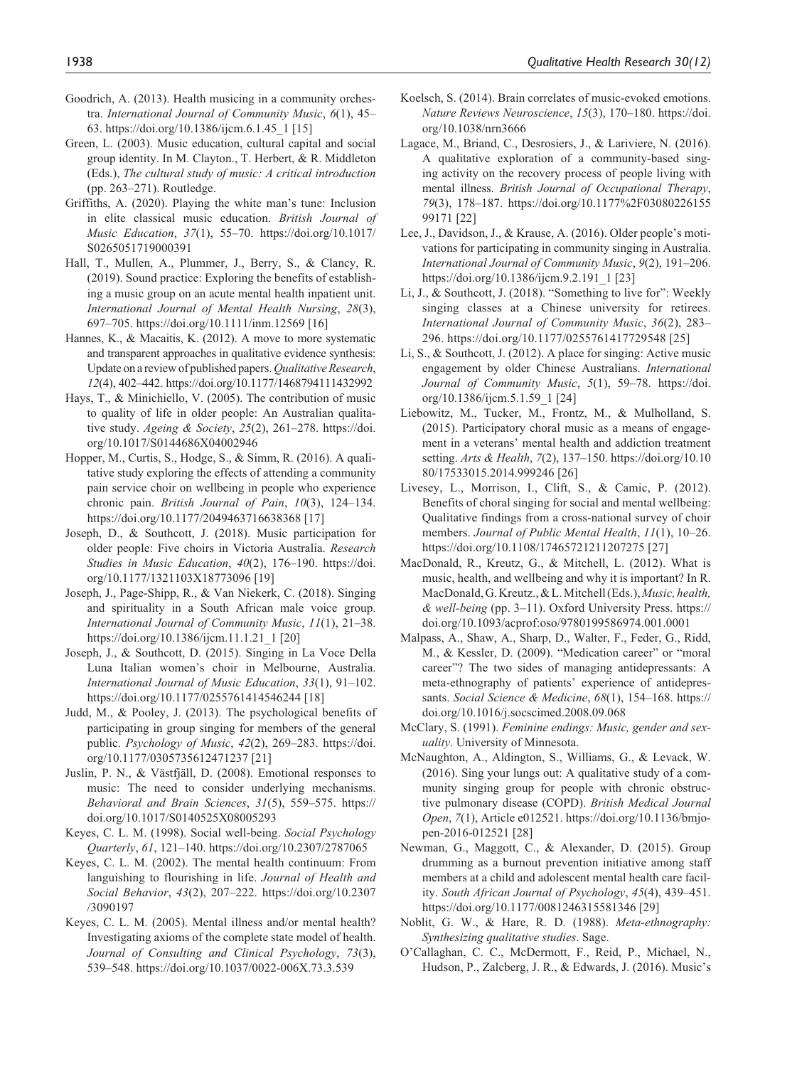Goodrich, A. (2013). Health musicing in a community orchestra. *International Journal of Community Music*, *6*(1), 45–63. https://doi.org/10.1386/ijcm.6.1.45_1 [15]

Green, L. (2003). Music education, cultural capital and social group identity. In M. Clayton., T. Herbert, & R. Middleton (Eds.), *The cultural study of music: A critical introduction* (pp. 263–271). Routledge.

Griffiths, A. (2020). Playing the white man's tune: Inclusion in elite classical music education. *British Journal of Music Education*, *37*(1), 55–70. https://doi.org/10.1017/S0265051719000391

Hall, T., Mullen, A., Plummer, J., Berry, S., & Clancy, R. (2019). Sound practice: Exploring the benefits of establishing a music group on an acute mental health inpatient unit. *International Journal of Mental Health Nursing*, *28*(3), 697–705. https://doi.org/10.1111/inm.12569 [16]

Hannes, K., & Macaitis, K. (2012). A move to more systematic and transparent approaches in qualitative evidence synthesis: Update on a review of published papers. *Qualitative Research*, *12*(4), 402–442. https://doi.org/10.1177/1468794111432992

Hays, T., & Minichiello, V. (2005). The contribution of music to quality of life in older people: An Australian qualitative study. *Ageing & Society*, *25*(2), 261–278. https://doi.org/10.1017/S0144686X04002946

Hopper, M., Curtis, S., Hodge, S., & Simm, R. (2016). A qualitative study exploring the effects of attending a community pain service choir on wellbeing in people who experience chronic pain. *British Journal of Pain*, *10*(3), 124–134. https://doi.org/10.1177/2049463716638368 [17]

Joseph, D., & Southcott, J. (2018). Music participation for older people: Five choirs in Victoria Australia. *Research Studies in Music Education*, *40*(2), 176–190. https://doi.org/10.1177/1321103X18773096 [19]

Joseph, J., Page-Shipp, R., & Van Niekerk, C. (2018). Singing and spirituality in a South African male voice group. *International Journal of Community Music*, *11*(1), 21–38. https://doi.org/10.1386/ijcm.11.1.21_1 [20]

Joseph, J., & Southcott, D. (2015). Singing in La Voce Della Luna Italian women's choir in Melbourne, Australia. *International Journal of Music Education*, *33*(1), 91–102. https://doi.org/10.1177/0255761414546244 [18]

Judd, M., & Pooley, J. (2013). The psychological benefits of participating in group singing for members of the general public. *Psychology of Music*, *42*(2), 269–283. https://doi.org/10.1177/0305735612471237 [21]

Juslin, P. N., & Västfjäll, D. (2008). Emotional responses to music: The need to consider underlying mechanisms. *Behavioral and Brain Sciences*, *31*(5), 559–575. https://doi.org/10.1017/S0140525X08005293

Keyes, C. L. M. (1998). Social well-being. *Social Psychology Quarterly*, *61*, 121–140. https://doi.org/10.2307/2787065

Keyes, C. L. M. (2002). The mental health continuum: From languishing to flourishing in life. *Journal of Health and Social Behavior*, *43*(2), 207–222. https://doi.org/10.2307/3090197

Keyes, C. L. M. (2005). Mental illness and/or mental health? Investigating axioms of the complete state model of health. *Journal of Consulting and Clinical Psychology*, *73*(3), 539–548. https://doi.org/10.1037/0022-006X.73.3.539

Koelsch, S. (2014). Brain correlates of music-evoked emotions. *Nature Reviews Neuroscience*, *15*(3), 170–180. https://doi.org/10.1038/nrn3666

Lagace, M., Briand, C., Desrosiers, J., & Lariviere, N. (2016). A qualitative exploration of a community-based singing activity on the recovery process of people living with mental illness. *British Journal of Occupational Therapy*, *79*(3), 178–187. https://doi.org/10.1177%2F0308022615599171 [22]

Lee, J., Davidson, J., & Krause, A. (2016). Older people's motivations for participating in community singing in Australia. *International Journal of Community Music*, *9*(2), 191–206. https://doi.org/10.1386/ijcm.9.2.191_1 [23]

Li, J., & Southcott, J. (2018). "Something to live for": Weekly singing classes at a Chinese university for retirees. *International Journal of Community Music*, *36*(2), 283–296. https://doi.org/10.1177/0255761417729548 [25]

Li, S., & Southcott, J. (2012). A place for singing: Active music engagement by older Chinese Australians. *International Journal of Community Music*, *5*(1), 59–78. https://doi.org/10.1386/ijcm.5.1.59_1 [24]

Liebowitz, M., Tucker, M., Frontz, M., & Mulholland, S. (2015). Participatory choral music as a means of engagement in a veterans' mental health and addiction treatment setting. *Arts & Health*, *7*(2), 137–150. https://doi.org/10.1080/17533015.2014.999246 [26]

Livesey, L., Morrison, I., Clift, S., & Camic, P. (2012). Benefits of choral singing for social and mental wellbeing: Qualitative findings from a cross-national survey of choir members. *Journal of Public Mental Health*, *11*(1), 10–26. https://doi.org/10.1108/17465721211207275 [27]

MacDonald, R., Kreutz, G., & Mitchell, L. (2012). What is music, health, and wellbeing and why it is important? In R. MacDonald, G. Kreutz., & L. Mitchell (Eds.), *Music, health, & well-being* (pp. 3–11). Oxford University Press. https://doi.org/10.1093/acprof:oso/9780199586974.001.0001

Malpass, A., Shaw, A., Sharp, D., Walter, F., Feder, G., Ridd, M., & Kessler, D. (2009). "Medication career" or "moral career"? The two sides of managing antidepressants: A meta-ethnography of patients' experience of antidepressants. *Social Science & Medicine*, *68*(1), 154–168. https://doi.org/10.1016/j.socscimed.2008.09.068

McClary, S. (1991). *Feminine endings: Music, gender and sexuality*. University of Minnesota.

McNaughton, A., Aldington, S., Williams, G., & Levack, W. (2016). Sing your lungs out: A qualitative study of a community singing group for people with chronic obstructive pulmonary disease (COPD). *British Medical Journal Open*, *7*(1), Article e012521. https://doi.org/10.1136/bmjopen-2016-012521 [28]

Newman, G., Maggott, C., & Alexander, D. (2015). Group drumming as a burnout prevention initiative among staff members at a child and adolescent mental health care facility. *South African Journal of Psychology*, *45*(4), 439–451. https://doi.org/10.1177/0081246315581346 [29]

Noblit, G. W., & Hare, R. D. (1988). *Meta-ethnography: Synthesizing qualitative studies*. Sage.

O'Callaghan, C. C., McDermott, F., Reid, P., Michael, N., Hudson, P., Zalcberg, J. R., & Edwards, J. (2016). Music's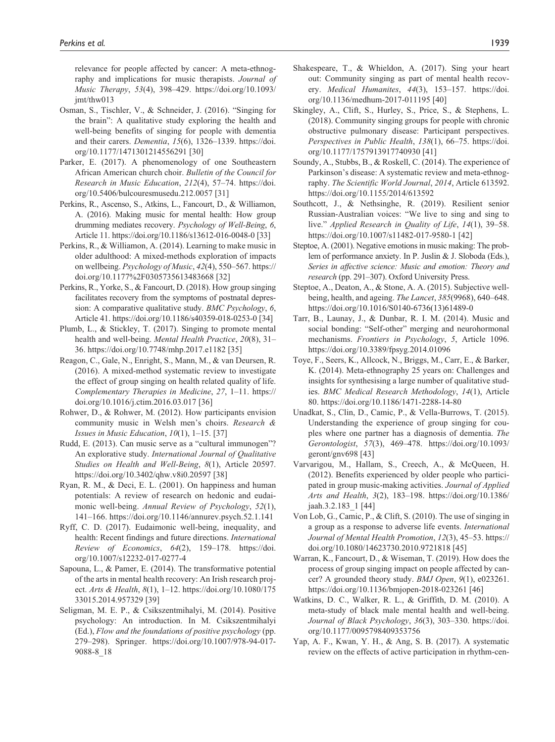relevance for people affected by cancer: A meta-ethnography and implications for music therapists. *Journal of Music Therapy*, *53*(4), 398–429. https://doi.org/10.1093/jmt/thw013

Osman, S., Tischler, V., & Schneider, J. (2016). "Singing for the brain": A qualitative study exploring the health and well-being benefits of singing for people with dementia and their carers. *Dementia*, *15*(6), 1326–1339. https://doi.org/10.1177/1471301214556291 [30]

Parker, E. (2017). A phenomenology of one Southeastern African American church choir. *Bulletin of the Council for Research in Music Education*, *212*(4), 57–74. https://doi.org/10.5406/bulcouresmusedu.212.0057 [31]

Perkins, R., Ascenso, S., Atkins, L., Fancourt, D., & Williamon, A. (2016). Making music for mental health: How group drumming mediates recovery. *Psychology of Well-Being*, *6*, Article 11. https://doi.org/10.1186/s13612-016-0048-0 [33]

Perkins, R., & Williamon, A. (2014). Learning to make music in older adulthood: A mixed-methods exploration of impacts on wellbeing. *Psychology of Music*, *42*(4), 550–567. https://doi.org/10.1177%2F0305735613483668 [32]

Perkins, R., Yorke, S., & Fancourt, D. (2018). How group singing facilitates recovery from the symptoms of postnatal depression: A comparative qualitative study. *BMC Psychology*, *6*, Article 41. https://doi.org/10.1186/s40359-018-0253-0 [34]

Plumb, L., & Stickley, T. (2017). Singing to promote mental health and well-being. *Mental Health Practice*, *20*(8), 31–36. https://doi.org/10.7748/mhp.2017.e1182 [35]

Reagon, C., Gale, N., Enright, S., Mann, M., & van Deursen, R. (2016). A mixed-method systematic review to investigate the effect of group singing on health related quality of life. *Complementary Therapies in Medicine*, *27*, 1–11. https://doi.org/10.1016/j.ctim.2016.03.017 [36]

Rohwer, D., & Rohwer, M. (2012). How participants envision community music in Welsh men's choirs. *Research & Issues in Music Education*, *10*(1), 1–15. [37]

Rudd, E. (2013). Can music serve as a "cultural immunogen"? An explorative study. *International Journal of Qualitative Studies on Health and Well-Being*, *8*(1), Article 20597. https://doi.org/10.3402/qhw.v8i0.20597 [38]

Ryan, R. M., & Deci, E. L. (2001). On happiness and human potentials: A review of research on hedonic and eudaimonic well-being. *Annual Review of Psychology*, *52*(1), 141–166. https://doi.org/10.1146/annurev.psych.52.1.141

Ryff, C. D. (2017). Eudaimonic well-being, inequality, and health: Recent findings and future directions. *International Review of Economics*, *64*(2), 159–178. https://doi.org/10.1007/s12232-017-0277-4

Sapouna, L., & Pamer, E. (2014). The transformative potential of the arts in mental health recovery: An Irish research project. *Arts & Health*, *8*(1), 1–12. https://doi.org/10.1080/17533015.2014.957329 [39]

Seligman, M. E. P., & Csikszentmihalyi, M. (2014). Positive psychology: An introduction. In M. Csikszentmihalyi (Ed.), *Flow and the foundations of positive psychology* (pp. 279–298). Springer. https://doi.org/10.1007/978-94-017-9088-8_18

Shakespeare, T., & Whieldon, A. (2017). Sing your heart out: Community singing as part of mental health recovery. *Medical Humanites*, *44*(3), 153–157. https://doi.org/10.1136/medhum-2017-011195 [40]

Skingley, A., Clift, S., Hurley, S., Price, S., & Stephens, L. (2018). Community singing groups for people with chronic obstructive pulmonary disease: Participant perspectives. *Perspectives in Public Health*, *138*(1), 66–75. https://doi.org/10.1177/1757913917740930 [41]

Soundy, A., Stubbs, B., & Roskell, C. (2014). The experience of Parkinson's disease: A systematic review and meta-ethnography. *The Scientific World Journal*, *2014*, Article 613592. https://doi.org/10.1155/2014/613592

Southcott, J., & Nethsinghe, R. (2019). Resilient senior Russian-Australian voices: "We live to sing and sing to live." *Applied Research in Quality of Life*, *14*(1), 39–58. https://doi.org/10.1007/s11482-017-9580-1 [42]

Steptoe, A. (2001). Negative emotions in music making: The problem of performance anxiety. In P. Juslin & J. Sloboda (Eds.), *Series in affective science: Music and emotion: Theory and research* (pp. 291–307). Oxford University Press.

Steptoe, A., Deaton, A., & Stone, A. A. (2015). Subjective wellbeing, health, and ageing. *The Lancet*, *385*(9968), 640–648. https://doi.org/10.1016/S0140-6736(13)61489-0

Tarr, B., Launay, J., & Dunbar, R. I. M. (2014). Music and social bonding: "Self-other" merging and neurohormonal mechanisms. *Frontiers in Psychology*, *5*, Article 1096. https://doi.org/10.3389/fpsyg.2014.01096

Toye, F., Seers, K., Allcock, N., Briggs, M., Carr, E., & Barker, K. (2014). Meta-ethnography 25 years on: Challenges and insights for synthesising a large number of qualitative studies. *BMC Medical Research Methodology*, *14*(1), Article 80. https://doi.org/10.1186/1471-2288-14-80

Unadkat, S., Clin, D., Camic, P., & Vella-Burrows, T. (2015). Understanding the experience of group singing for couples where one partner has a diagnosis of dementia. *The Gerontologist*, *57*(3), 469–478. https://doi.org/10.1093/geront/gnv698 [43]

Varvarigou, M., Hallam, S., Creech, A., & McQueen, H. (2012). Benefits experienced by older people who participated in group music-making activities. *Journal of Applied Arts and Health*, *3*(2), 183–198. https://doi.org/10.1386/jaah.3.2.183_1 [44]

Von Lob, G., Camic, P., & Clift, S. (2010). The use of singing in a group as a response to adverse life events. *International Journal of Mental Health Promotion*, *12*(3), 45–53. https://doi.org/10.1080/14623730.2010.9721818 [45]

Warran, K., Fancourt, D., & Wiseman, T. (2019). How does the process of group singing impact on people affected by cancer? A grounded theory study. *BMJ Open*, *9*(1), e023261. https://doi.org/10.1136/bmjopen-2018-023261 [46]

Watkins, D. C., Walker, R. L., & Griffith, D. M. (2010). A meta-study of black male mental health and well-being. *Journal of Black Psychology*, *36*(3), 303–330. https://doi.org/10.1177/0095798409353756

Yap, A. F., Kwan, Y. H., & Ang, S. B. (2017). A systematic review on the effects of active participation in rhythm-cen-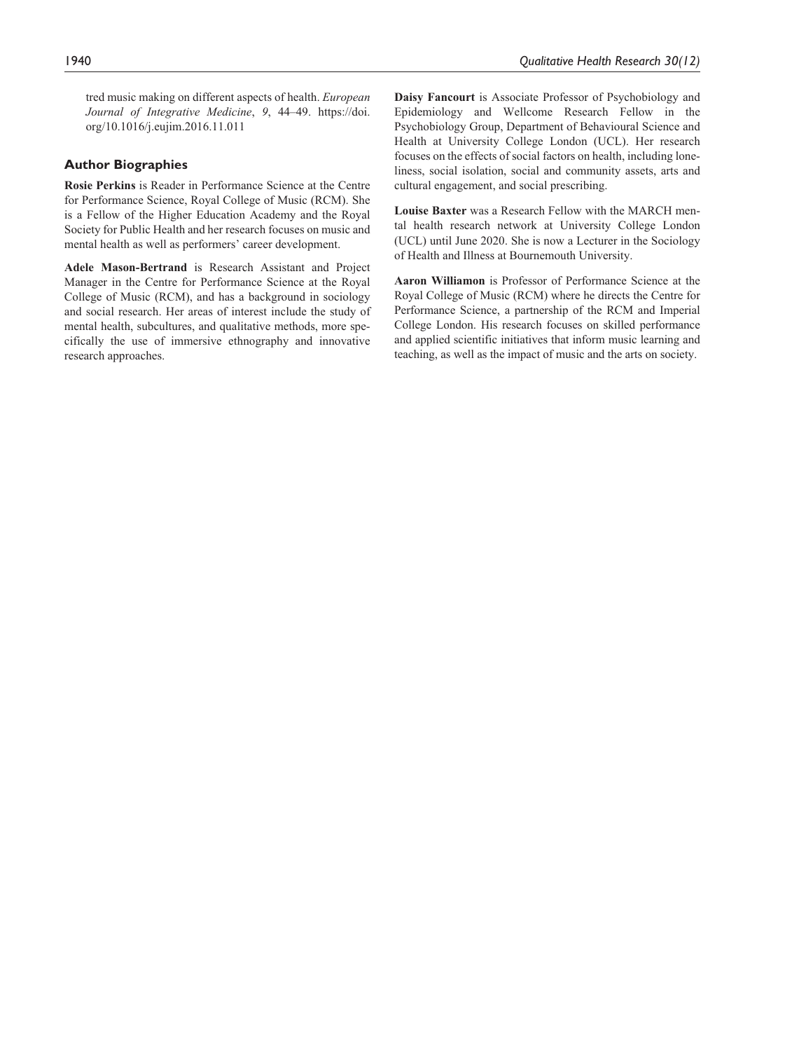tred music making on different aspects of health. *European Journal of Integrative Medicine*, *9*, 44–49. https://doi.org/10.1016/j.eujim.2016.11.011

## Author Biographies

**Rosie Perkins** is Reader in Performance Science at the Centre for Performance Science, Royal College of Music (RCM). She is a Fellow of the Higher Education Academy and the Royal Society for Public Health and her research focuses on music and mental health as well as performers' career development.

**Adele Mason-Bertrand** is Research Assistant and Project Manager in the Centre for Performance Science at the Royal College of Music (RCM), and has a background in sociology and social research. Her areas of interest include the study of mental health, subcultures, and qualitative methods, more specifically the use of immersive ethnography and innovative research approaches.

**Daisy Fancourt** is Associate Professor of Psychobiology and Epidemiology and Wellcome Research Fellow in the Psychobiology Group, Department of Behavioural Science and Health at University College London (UCL). Her research focuses on the effects of social factors on health, including loneliness, social isolation, social and community assets, arts and cultural engagement, and social prescribing.

**Louise Baxter** was a Research Fellow with the MARCH mental health research network at University College London (UCL) until June 2020. She is now a Lecturer in the Sociology of Health and Illness at Bournemouth University.

**Aaron Williamon** is Professor of Performance Science at the Royal College of Music (RCM) where he directs the Centre for Performance Science, a partnership of the RCM and Imperial College London. His research focuses on skilled performance and applied scientific initiatives that inform music learning and teaching, as well as the impact of music and the arts on society.